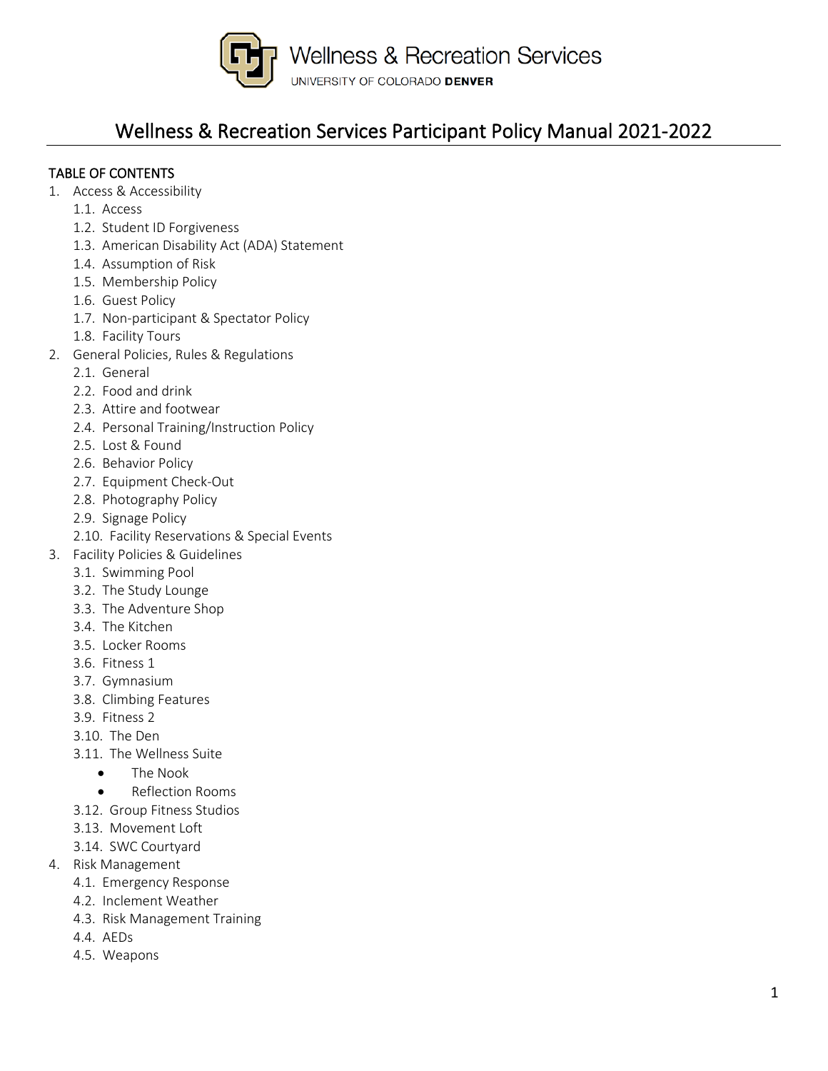Wellness & Recreation Services

UNIVERSITY OF COLORADO DENVER

# Wellness & Recreation Services Participant Policy Manual 2021-2022

TABLE OF CONTENTS

1. Access & Accessibility
   - 1.1. Access
   - 1.2. Student ID Forgiveness
   - 1.3. American Disability Act (ADA) Statement
   - 1.4. Assumption of Risk
   - 1.5. Membership Policy
   - 1.6. Guest Policy
   - 1.7. Non-participant & Spectator Policy
   - 1.8. Facility Tours
2. General Policies, Rules & Regulations
   - 2.1. General
   - 2.2. Food and drink
   - 2.3. Attire and footwear
   - 2.4. Personal Training/Instruction Policy
   - 2.5. Lost & Found
   - 2.6. Behavior Policy
   - 2.7. Equipment Check-Out
   - 2.8. Photography Policy
   - 2.9. Signage Policy
   - 2.10. Facility Reservations & Special Events
3. Facility Policies & Guidelines
   - 3.1. Swimming Pool
   - 3.2. The Study Lounge
   - 3.3. The Adventure Shop
   - 3.4. The Kitchen
   - 3.5. Locker Rooms
   - 3.6. Fitness 1
   - 3.7. Gymnasium
   - 3.8. Climbing Features
   - 3.9. Fitness 2
   - 3.10. The Den
   - 3.11. The Wellness Suite
     - The Nook
     - Reflection Rooms
   - 3.12. Group Fitness Studios
   - 3.13. Movement Loft
   - 3.14. SWC Courtyard
4. Risk Management
   - 4.1. Emergency Response
   - 4.2. Inclement Weather
   - 4.3. Risk Management Training
   - 4.4. AEDs
   - 4.5. Weapons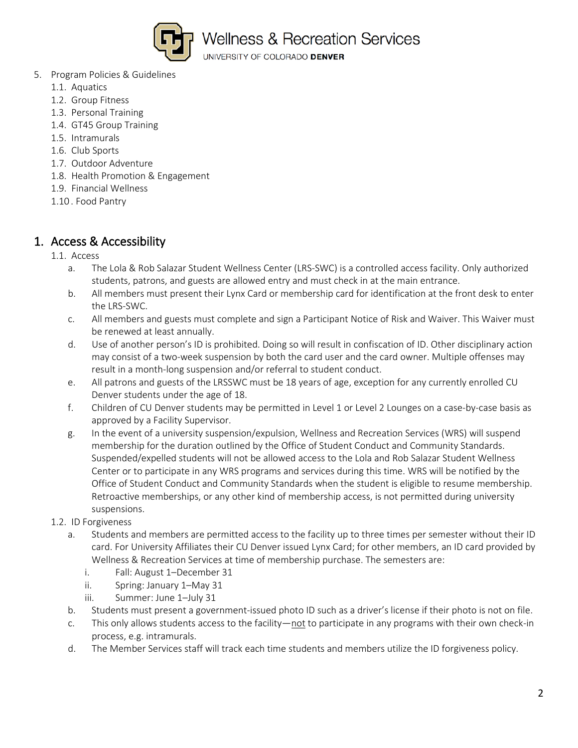5. Program Policies & Guidelines
    1.1. Aquatics
    1.2. Group Fitness
    1.3. Personal Training
    1.4. GT45 Group Training
    1.5. Intramurals
    1.6. Club Sports
    1.7. Outdoor Adventure
    1.8. Health Promotion & Engagement
    1.9. Financial Wellness
    1.10 . Food Pantry

## 1. Access & Accessibility

1.1. Access

a. The Lola & Rob Salazar Student Wellness Center (LRS-SWC) is a controlled access facility. Only authorized students, patrons, and guests are allowed entry and must check in at the main entrance.

b. All members must present their Lynx Card or membership card for identification at the front desk to enter the LRS-SWC.

c. All members and guests must complete and sign a Participant Notice of Risk and Waiver. This Waiver must be renewed at least annually.

d. Use of another person's ID is prohibited. Doing so will result in confiscation of ID. Other disciplinary action may consist of a two-week suspension by both the card user and the card owner. Multiple offenses may result in a month-long suspension and/or referral to student conduct.

e. All patrons and guests of the LRSSWC must be 18 years of age, exception for any currently enrolled CU Denver students under the age of 18.

f. Children of CU Denver students may be permitted in Level 1 or Level 2 Lounges on a case-by-case basis as approved by a Facility Supervisor.

g. In the event of a university suspension/expulsion, Wellness and Recreation Services (WRS) will suspend membership for the duration outlined by the Office of Student Conduct and Community Standards. Suspended/expelled students will not be allowed access to the Lola and Rob Salazar Student Wellness Center or to participate in any WRS programs and services during this time. WRS will be notified by the Office of Student Conduct and Community Standards when the student is eligible to resume membership. Retroactive memberships, or any other kind of membership access, is not permitted during university suspensions.

1.2. ID Forgiveness

a. Students and members are permitted access to the facility up to three times per semester without their ID card. For University Affiliates their CU Denver issued Lynx Card; for other members, an ID card provided by Wellness & Recreation Services at time of membership purchase. The semesters are:

   i. Fall: August 1–December 31
   ii. Spring: January 1–May 31
   iii. Summer: June 1–July 31

b. Students must present a government-issued photo ID such as a driver's license if their photo is not on file.

c. This only allows students access to the facility—not to participate in any programs with their own check-in process, e.g. intramurals.

d. The Member Services staff will track each time students and members utilize the ID forgiveness policy.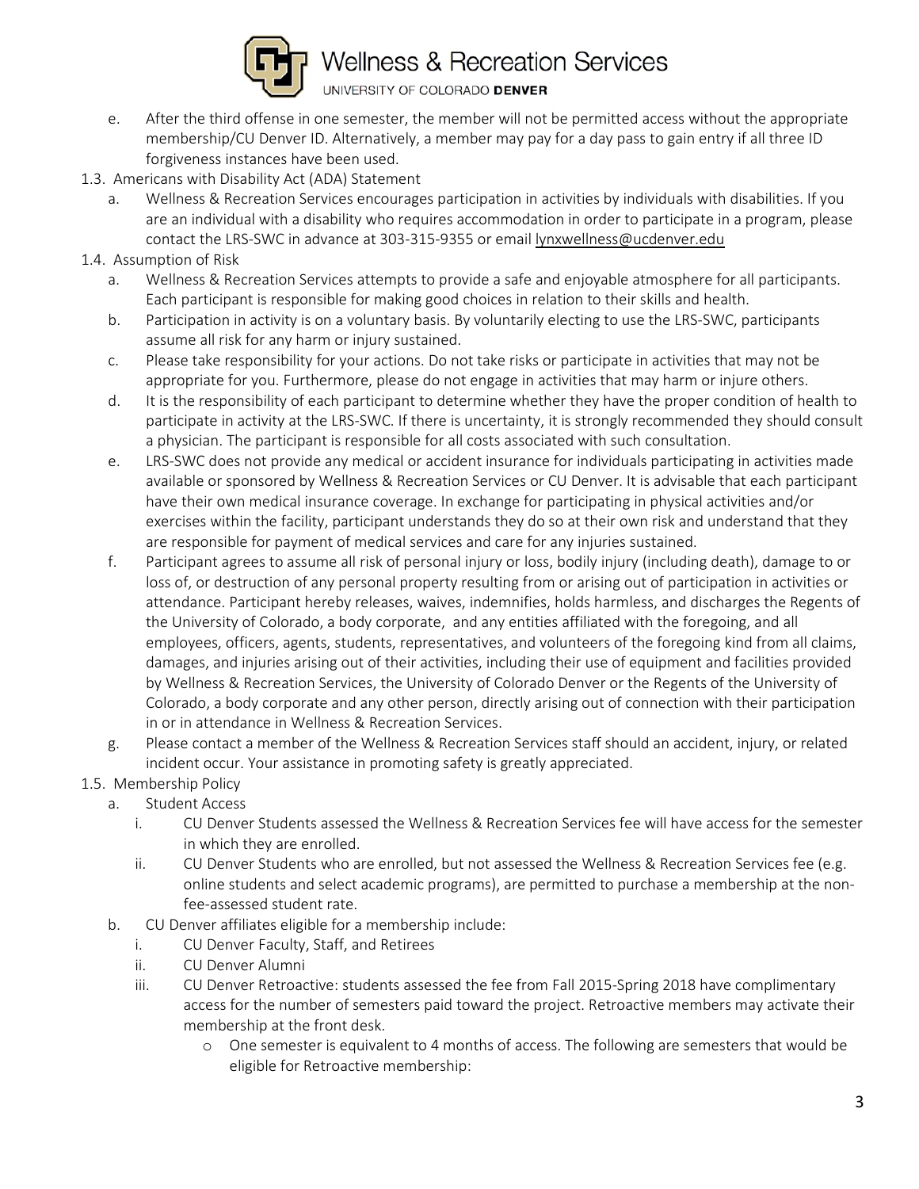e. After the third offense in one semester, the member will not be permitted access without the appropriate membership/CU Denver ID. Alternatively, a member may pay for a day pass to gain entry if all three ID forgiveness instances have been used.

1.3. Americans with Disability Act (ADA) Statement

a. Wellness & Recreation Services encourages participation in activities by individuals with disabilities. If you are an individual with a disability who requires accommodation in order to participate in a program, please contact the LRS-SWC in advance at 303-315-9355 or email lynxwellness@ucdenver.edu

1.4. Assumption of Risk

a. Wellness & Recreation Services attempts to provide a safe and enjoyable atmosphere for all participants. Each participant is responsible for making good choices in relation to their skills and health.

b. Participation in activity is on a voluntary basis. By voluntarily electing to use the LRS-SWC, participants assume all risk for any harm or injury sustained.

c. Please take responsibility for your actions. Do not take risks or participate in activities that may not be appropriate for you. Furthermore, please do not engage in activities that may harm or injure others.

d. It is the responsibility of each participant to determine whether they have the proper condition of health to participate in activity at the LRS-SWC. If there is uncertainty, it is strongly recommended they should consult a physician. The participant is responsible for all costs associated with such consultation.

e. LRS-SWC does not provide any medical or accident insurance for individuals participating in activities made available or sponsored by Wellness & Recreation Services or CU Denver. It is advisable that each participant have their own medical insurance coverage. In exchange for participating in physical activities and/or exercises within the facility, participant understands they do so at their own risk and understand that they are responsible for payment of medical services and care for any injuries sustained.

f. Participant agrees to assume all risk of personal injury or loss, bodily injury (including death), damage to or loss of, or destruction of any personal property resulting from or arising out of participation in activities or attendance. Participant hereby releases, waives, indemnifies, holds harmless, and discharges the Regents of the University of Colorado, a body corporate, and any entities affiliated with the foregoing, and all employees, officers, agents, students, representatives, and volunteers of the foregoing kind from all claims, damages, and injuries arising out of their activities, including their use of equipment and facilities provided by Wellness & Recreation Services, the University of Colorado Denver or the Regents of the University of Colorado, a body corporate and any other person, directly arising out of connection with their participation in or in attendance in Wellness & Recreation Services.

g. Please contact a member of the Wellness & Recreation Services staff should an accident, injury, or related incident occur. Your assistance in promoting safety is greatly appreciated.

1.5. Membership Policy

a. Student Access

i. CU Denver Students assessed the Wellness & Recreation Services fee will have access for the semester in which they are enrolled.

ii. CU Denver Students who are enrolled, but not assessed the Wellness & Recreation Services fee (e.g. online students and select academic programs), are permitted to purchase a membership at the non-fee-assessed student rate.

b. CU Denver affiliates eligible for a membership include:

i. CU Denver Faculty, Staff, and Retirees

ii. CU Denver Alumni

iii. CU Denver Retroactive: students assessed the fee from Fall 2015-Spring 2018 have complimentary access for the number of semesters paid toward the project. Retroactive members may activate their membership at the front desk.

- One semester is equivalent to 4 months of access. The following are semesters that would be eligible for Retroactive membership: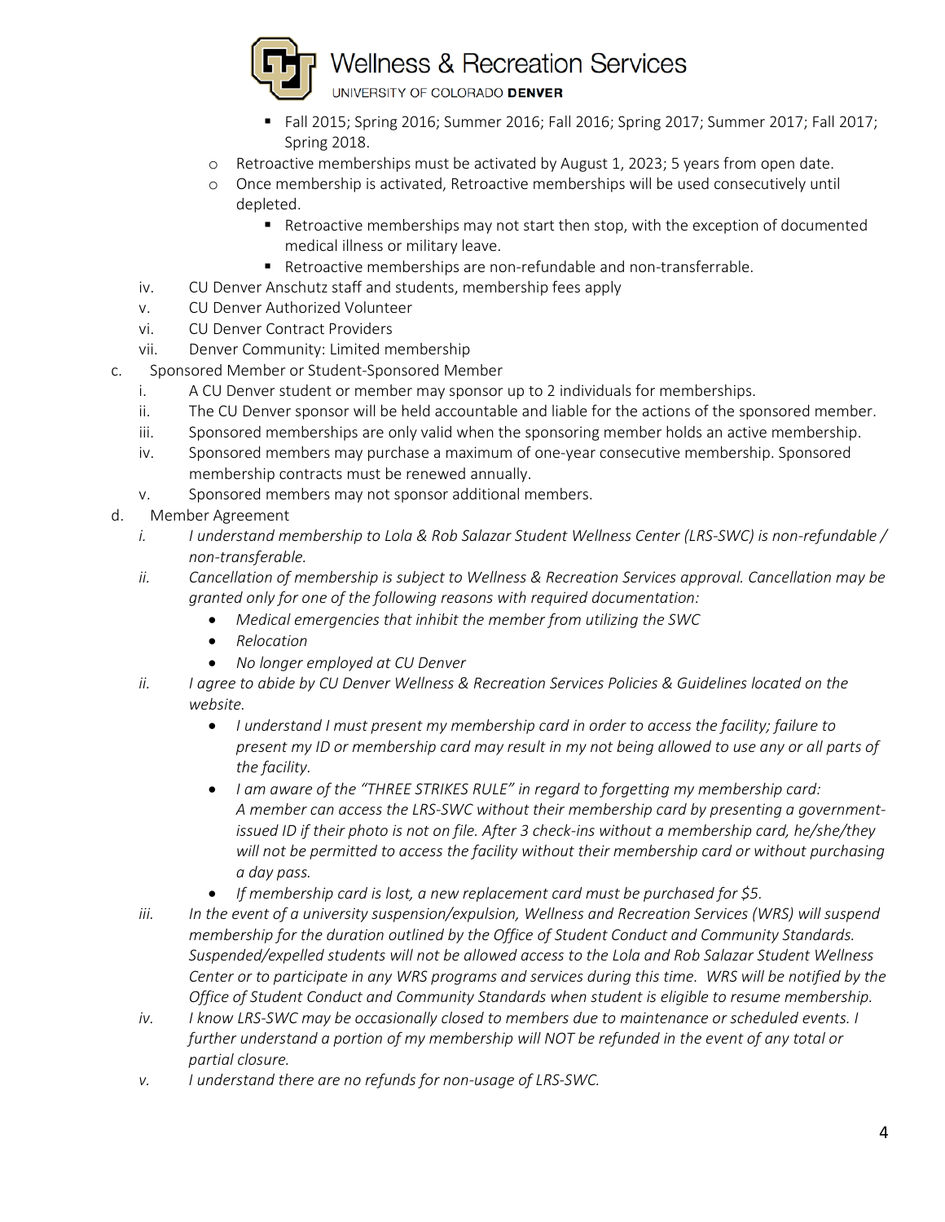- Fall 2015; Spring 2016; Summer 2016; Fall 2016; Spring 2017; Summer 2017; Fall 2017; Spring 2018.
  - Retroactive memberships must be activated by August 1, 2023; 5 years from open date.
  - Once membership is activated, Retroactive memberships will be used consecutively until depleted.
    - Retroactive memberships may not start then stop, with the exception of documented medical illness or military leave.
    - Retroactive memberships are non-refundable and non-transferrable.

  iv. CU Denver Anschutz staff and students, membership fees apply

  v. CU Denver Authorized Volunteer

  vi. CU Denver Contract Providers

  vii. Denver Community: Limited membership

c. Sponsored Member or Student-Sponsored Member

  i. A CU Denver student or member may sponsor up to 2 individuals for memberships.

  ii. The CU Denver sponsor will be held accountable and liable for the actions of the sponsored member.

  iii. Sponsored memberships are only valid when the sponsoring member holds an active membership.

  iv. Sponsored members may purchase a maximum of one-year consecutive membership. Sponsored membership contracts must be renewed annually.

  v. Sponsored members may not sponsor additional members.

d. Member Agreement

  *i. I understand membership to Lola & Rob Salazar Student Wellness Center (LRS-SWC) is non-refundable / non-transferable.*

  *ii. Cancellation of membership is subject to Wellness & Recreation Services approval. Cancellation may be granted only for one of the following reasons with required documentation:*
  - *Medical emergencies that inhibit the member from utilizing the SWC*
  - *Relocation*
  - *No longer employed at CU Denver*

  *ii. I agree to abide by CU Denver Wellness & Recreation Services Policies & Guidelines located on the website.*
  - *I understand I must present my membership card in order to access the facility; failure to present my ID or membership card may result in my not being allowed to use any or all parts of the facility.*
  - *I am aware of the "THREE STRIKES RULE" in regard to forgetting my membership card: A member can access the LRS-SWC without their membership card by presenting a government-issued ID if their photo is not on file. After 3 check-ins without a membership card, he/she/they will not be permitted to access the facility without their membership card or without purchasing a day pass.*
  - *If membership card is lost, a new replacement card must be purchased for $5.*

  *iii. In the event of a university suspension/expulsion, Wellness and Recreation Services (WRS) will suspend membership for the duration outlined by the Office of Student Conduct and Community Standards. Suspended/expelled students will not be allowed access to the Lola and Rob Salazar Student Wellness Center or to participate in any WRS programs and services during this time. WRS will be notified by the Office of Student Conduct and Community Standards when student is eligible to resume membership.*

  *iv. I know LRS-SWC may be occasionally closed to members due to maintenance or scheduled events. I further understand a portion of my membership will NOT be refunded in the event of any total or partial closure.*

  *v. I understand there are no refunds for non-usage of LRS-SWC.*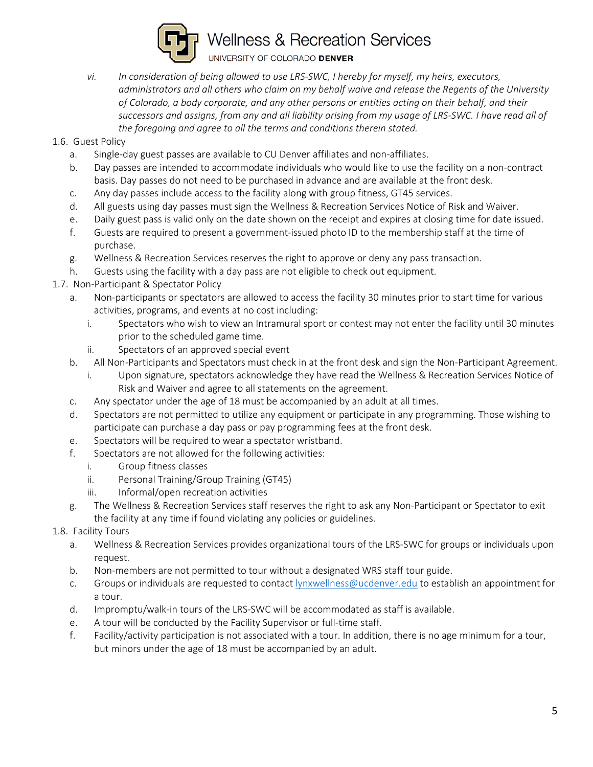*vi. In consideration of being allowed to use LRS-SWC, I hereby for myself, my heirs, executors, administrators and all others who claim on my behalf waive and release the Regents of the University of Colorado, a body corporate, and any other persons or entities acting on their behalf, and their successors and assigns, from any and all liability arising from my usage of LRS-SWC. I have read all of the foregoing and agree to all the terms and conditions therein stated.*

1.6. Guest Policy

a. Single-day guest passes are available to CU Denver affiliates and non-affiliates.

b. Day passes are intended to accommodate individuals who would like to use the facility on a non-contract basis. Day passes do not need to be purchased in advance and are available at the front desk.

c. Any day passes include access to the facility along with group fitness, GT45 services.

d. All guests using day passes must sign the Wellness & Recreation Services Notice of Risk and Waiver.

e. Daily guest pass is valid only on the date shown on the receipt and expires at closing time for date issued.

f. Guests are required to present a government-issued photo ID to the membership staff at the time of purchase.

g. Wellness & Recreation Services reserves the right to approve or deny any pass transaction.

h. Guests using the facility with a day pass are not eligible to check out equipment.

1.7. Non-Participant & Spectator Policy

a. Non-participants or spectators are allowed to access the facility 30 minutes prior to start time for various activities, programs, and events at no cost including:

i. Spectators who wish to view an Intramural sport or contest may not enter the facility until 30 minutes prior to the scheduled game time.

ii. Spectators of an approved special event

b. All Non-Participants and Spectators must check in at the front desk and sign the Non-Participant Agreement.

i. Upon signature, spectators acknowledge they have read the Wellness & Recreation Services Notice of Risk and Waiver and agree to all statements on the agreement.

c. Any spectator under the age of 18 must be accompanied by an adult at all times.

d. Spectators are not permitted to utilize any equipment or participate in any programming. Those wishing to participate can purchase a day pass or pay programming fees at the front desk.

e. Spectators will be required to wear a spectator wristband.

f. Spectators are not allowed for the following activities:

i. Group fitness classes

ii. Personal Training/Group Training (GT45)

iii. Informal/open recreation activities

g. The Wellness & Recreation Services staff reserves the right to ask any Non-Participant or Spectator to exit the facility at any time if found violating any policies or guidelines.

1.8. Facility Tours

a. Wellness & Recreation Services provides organizational tours of the LRS-SWC for groups or individuals upon request.

b. Non-members are not permitted to tour without a designated WRS staff tour guide.

c. Groups or individuals are requested to contact lynxwellness@ucdenver.edu to establish an appointment for a tour.

d. Impromptu/walk-in tours of the LRS-SWC will be accommodated as staff is available.

e. A tour will be conducted by the Facility Supervisor or full-time staff.

f. Facility/activity participation is not associated with a tour. In addition, there is no age minimum for a tour, but minors under the age of 18 must be accompanied by an adult.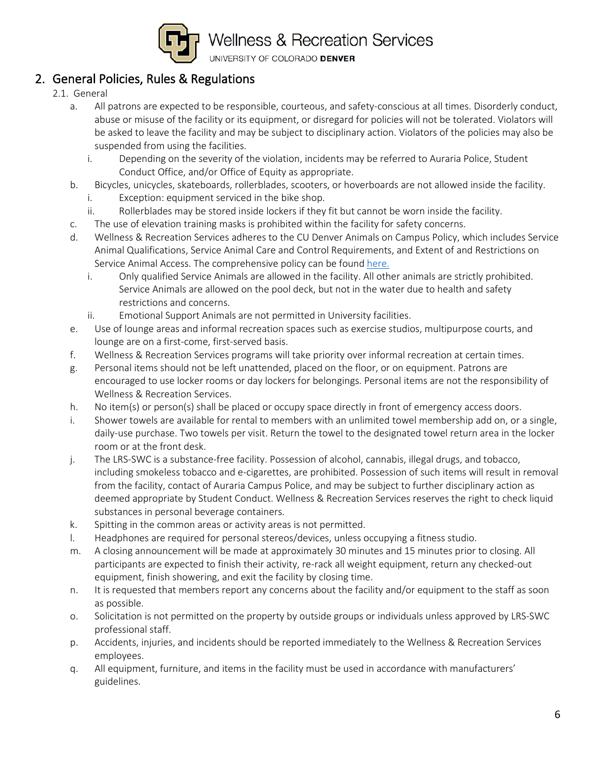## 2. General Policies, Rules & Regulations

2.1. General

a. All patrons are expected to be responsible, courteous, and safety-conscious at all times. Disorderly conduct, abuse or misuse of the facility or its equipment, or disregard for policies will not be tolerated. Violators will be asked to leave the facility and may be subject to disciplinary action. Violators of the policies may also be suspended from using the facilities.
   - i. Depending on the severity of the violation, incidents may be referred to Auraria Police, Student Conduct Office, and/or Office of Equity as appropriate.

b. Bicycles, unicycles, skateboards, rollerblades, scooters, or hoverboards are not allowed inside the facility.
   - i. Exception: equipment serviced in the bike shop.
   - ii. Rollerblades may be stored inside lockers if they fit but cannot be worn inside the facility.

c. The use of elevation training masks is prohibited within the facility for safety concerns.

d. Wellness & Recreation Services adheres to the CU Denver Animals on Campus Policy, which includes Service Animal Qualifications, Service Animal Care and Control Requirements, and Extent of and Restrictions on Service Animal Access. The comprehensive policy can be found here.
   - i. Only qualified Service Animals are allowed in the facility. All other animals are strictly prohibited. Service Animals are allowed on the pool deck, but not in the water due to health and safety restrictions and concerns.
   - ii. Emotional Support Animals are not permitted in University facilities.

e. Use of lounge areas and informal recreation spaces such as exercise studios, multipurpose courts, and lounge are on a first-come, first-served basis.

f. Wellness & Recreation Services programs will take priority over informal recreation at certain times.

g. Personal items should not be left unattended, placed on the floor, or on equipment. Patrons are encouraged to use locker rooms or day lockers for belongings. Personal items are not the responsibility of Wellness & Recreation Services.

h. No item(s) or person(s) shall be placed or occupy space directly in front of emergency access doors.

i. Shower towels are available for rental to members with an unlimited towel membership add on, or a single, daily-use purchase. Two towels per visit. Return the towel to the designated towel return area in the locker room or at the front desk.

j. The LRS-SWC is a substance-free facility. Possession of alcohol, cannabis, illegal drugs, and tobacco, including smokeless tobacco and e-cigarettes, are prohibited. Possession of such items will result in removal from the facility, contact of Auraria Campus Police, and may be subject to further disciplinary action as deemed appropriate by Student Conduct. Wellness & Recreation Services reserves the right to check liquid substances in personal beverage containers.

k. Spitting in the common areas or activity areas is not permitted.

l. Headphones are required for personal stereos/devices, unless occupying a fitness studio.

m. A closing announcement will be made at approximately 30 minutes and 15 minutes prior to closing. All participants are expected to finish their activity, re-rack all weight equipment, return any checked-out equipment, finish showering, and exit the facility by closing time.

n. It is requested that members report any concerns about the facility and/or equipment to the staff as soon as possible.

o. Solicitation is not permitted on the property by outside groups or individuals unless approved by LRS-SWC professional staff.

p. Accidents, injuries, and incidents should be reported immediately to the Wellness & Recreation Services employees.

q. All equipment, furniture, and items in the facility must be used in accordance with manufacturers' guidelines.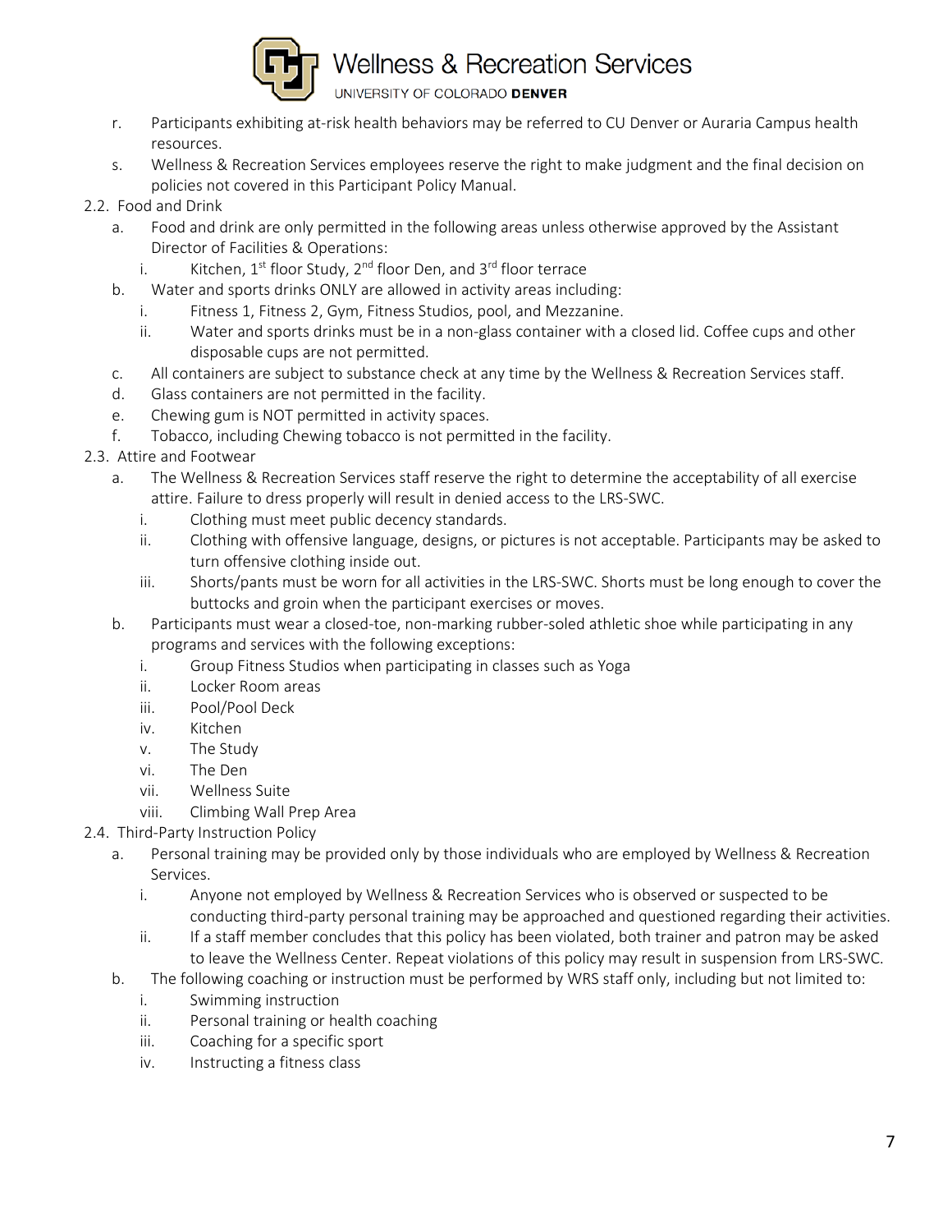r. Participants exhibiting at-risk health behaviors may be referred to CU Denver or Auraria Campus health resources.

s. Wellness & Recreation Services employees reserve the right to make judgment and the final decision on policies not covered in this Participant Policy Manual.

2.2. Food and Drink

a. Food and drink are only permitted in the following areas unless otherwise approved by the Assistant Director of Facilities & Operations:

  i. Kitchen, 1st floor Study, 2nd floor Den, and 3rd floor terrace

b. Water and sports drinks ONLY are allowed in activity areas including:

  i. Fitness 1, Fitness 2, Gym, Fitness Studios, pool, and Mezzanine.

  ii. Water and sports drinks must be in a non-glass container with a closed lid. Coffee cups and other disposable cups are not permitted.

c. All containers are subject to substance check at any time by the Wellness & Recreation Services staff.

d. Glass containers are not permitted in the facility.

e. Chewing gum is NOT permitted in activity spaces.

f. Tobacco, including Chewing tobacco is not permitted in the facility.

2.3. Attire and Footwear

a. The Wellness & Recreation Services staff reserve the right to determine the acceptability of all exercise attire. Failure to dress properly will result in denied access to the LRS-SWC.

  i. Clothing must meet public decency standards.

  ii. Clothing with offensive language, designs, or pictures is not acceptable. Participants may be asked to turn offensive clothing inside out.

  iii. Shorts/pants must be worn for all activities in the LRS-SWC. Shorts must be long enough to cover the buttocks and groin when the participant exercises or moves.

b. Participants must wear a closed-toe, non-marking rubber-soled athletic shoe while participating in any programs and services with the following exceptions:

  i. Group Fitness Studios when participating in classes such as Yoga

  ii. Locker Room areas

  iii. Pool/Pool Deck

  iv. Kitchen

  v. The Study

  vi. The Den

  vii. Wellness Suite

  viii. Climbing Wall Prep Area

2.4. Third-Party Instruction Policy

a. Personal training may be provided only by those individuals who are employed by Wellness & Recreation Services.

  i. Anyone not employed by Wellness & Recreation Services who is observed or suspected to be conducting third-party personal training may be approached and questioned regarding their activities.

  ii. If a staff member concludes that this policy has been violated, both trainer and patron may be asked to leave the Wellness Center. Repeat violations of this policy may result in suspension from LRS-SWC.

b. The following coaching or instruction must be performed by WRS staff only, including but not limited to:

  i. Swimming instruction

  ii. Personal training or health coaching

  iii. Coaching for a specific sport

  iv. Instructing a fitness class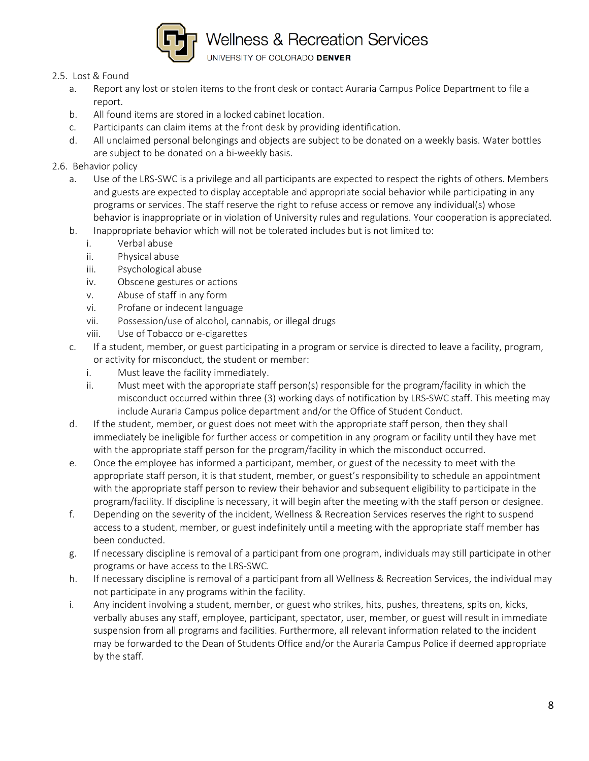2.5. Lost & Found

a. Report any lost or stolen items to the front desk or contact Auraria Campus Police Department to file a report.
b. All found items are stored in a locked cabinet location.
c. Participants can claim items at the front desk by providing identification.
d. All unclaimed personal belongings and objects are subject to be donated on a weekly basis. Water bottles are subject to be donated on a bi-weekly basis.

2.6. Behavior policy

a. Use of the LRS-SWC is a privilege and all participants are expected to respect the rights of others. Members and guests are expected to display acceptable and appropriate social behavior while participating in any programs or services. The staff reserve the right to refuse access or remove any individual(s) whose behavior is inappropriate or in violation of University rules and regulations. Your cooperation is appreciated.
b. Inappropriate behavior which will not be tolerated includes but is not limited to:
    i. Verbal abuse
    ii. Physical abuse
    iii. Psychological abuse
    iv. Obscene gestures or actions
    v. Abuse of staff in any form
    vi. Profane or indecent language
    vii. Possession/use of alcohol, cannabis, or illegal drugs
    viii. Use of Tobacco or e-cigarettes
c. If a student, member, or guest participating in a program or service is directed to leave a facility, program, or activity for misconduct, the student or member:
    i. Must leave the facility immediately.
    ii. Must meet with the appropriate staff person(s) responsible for the program/facility in which the misconduct occurred within three (3) working days of notification by LRS-SWC staff. This meeting may include Auraria Campus police department and/or the Office of Student Conduct.
d. If the student, member, or guest does not meet with the appropriate staff person, then they shall immediately be ineligible for further access or competition in any program or facility until they have met with the appropriate staff person for the program/facility in which the misconduct occurred.
e. Once the employee has informed a participant, member, or guest of the necessity to meet with the appropriate staff person, it is that student, member, or guest's responsibility to schedule an appointment with the appropriate staff person to review their behavior and subsequent eligibility to participate in the program/facility. If discipline is necessary, it will begin after the meeting with the staff person or designee.
f. Depending on the severity of the incident, Wellness & Recreation Services reserves the right to suspend access to a student, member, or guest indefinitely until a meeting with the appropriate staff member has been conducted.
g. If necessary discipline is removal of a participant from one program, individuals may still participate in other programs or have access to the LRS-SWC.
h. If necessary discipline is removal of a participant from all Wellness & Recreation Services, the individual may not participate in any programs within the facility.
i. Any incident involving a student, member, or guest who strikes, hits, pushes, threatens, spits on, kicks, verbally abuses any staff, employee, participant, spectator, user, member, or guest will result in immediate suspension from all programs and facilities. Furthermore, all relevant information related to the incident may be forwarded to the Dean of Students Office and/or the Auraria Campus Police if deemed appropriate by the staff.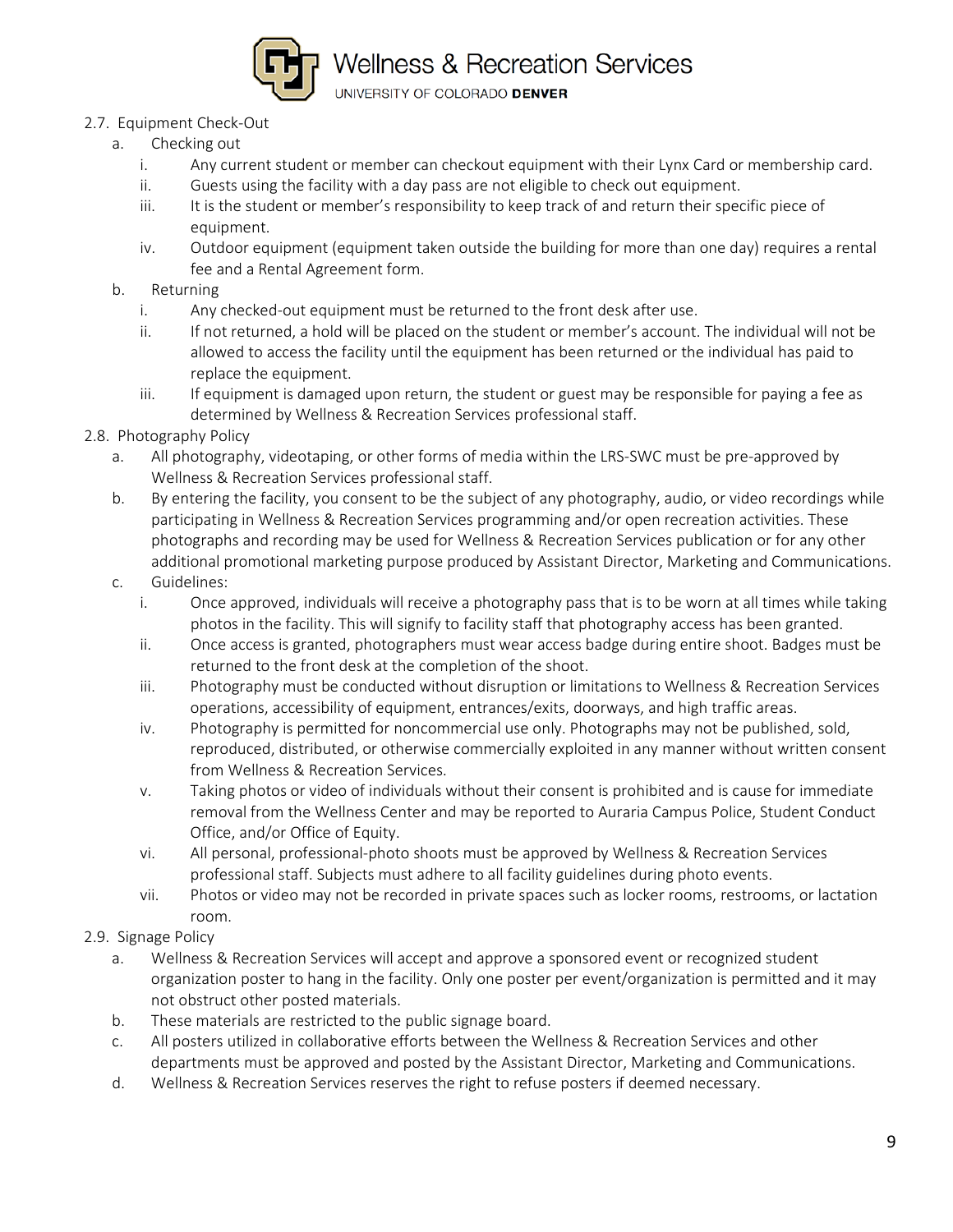2.7. Equipment Check-Out

a. Checking out

i. Any current student or member can checkout equipment with their Lynx Card or membership card.

ii. Guests using the facility with a day pass are not eligible to check out equipment.

iii. It is the student or member's responsibility to keep track of and return their specific piece of equipment.

iv. Outdoor equipment (equipment taken outside the building for more than one day) requires a rental fee and a Rental Agreement form.

b. Returning

i. Any checked-out equipment must be returned to the front desk after use.

ii. If not returned, a hold will be placed on the student or member's account. The individual will not be allowed to access the facility until the equipment has been returned or the individual has paid to replace the equipment.

iii. If equipment is damaged upon return, the student or guest may be responsible for paying a fee as determined by Wellness & Recreation Services professional staff.

2.8. Photography Policy

a. All photography, videotaping, or other forms of media within the LRS-SWC must be pre-approved by Wellness & Recreation Services professional staff.

b. By entering the facility, you consent to be the subject of any photography, audio, or video recordings while participating in Wellness & Recreation Services programming and/or open recreation activities. These photographs and recording may be used for Wellness & Recreation Services publication or for any other additional promotional marketing purpose produced by Assistant Director, Marketing and Communications.

c. Guidelines:

i. Once approved, individuals will receive a photography pass that is to be worn at all times while taking photos in the facility. This will signify to facility staff that photography access has been granted.

ii. Once access is granted, photographers must wear access badge during entire shoot. Badges must be returned to the front desk at the completion of the shoot.

iii. Photography must be conducted without disruption or limitations to Wellness & Recreation Services operations, accessibility of equipment, entrances/exits, doorways, and high traffic areas.

iv. Photography is permitted for noncommercial use only. Photographs may not be published, sold, reproduced, distributed, or otherwise commercially exploited in any manner without written consent from Wellness & Recreation Services.

v. Taking photos or video of individuals without their consent is prohibited and is cause for immediate removal from the Wellness Center and may be reported to Auraria Campus Police, Student Conduct Office, and/or Office of Equity.

vi. All personal, professional-photo shoots must be approved by Wellness & Recreation Services professional staff. Subjects must adhere to all facility guidelines during photo events.

vii. Photos or video may not be recorded in private spaces such as locker rooms, restrooms, or lactation room.

2.9. Signage Policy

a. Wellness & Recreation Services will accept and approve a sponsored event or recognized student organization poster to hang in the facility. Only one poster per event/organization is permitted and it may not obstruct other posted materials.

b. These materials are restricted to the public signage board.

c. All posters utilized in collaborative efforts between the Wellness & Recreation Services and other departments must be approved and posted by the Assistant Director, Marketing and Communications.

d. Wellness & Recreation Services reserves the right to refuse posters if deemed necessary.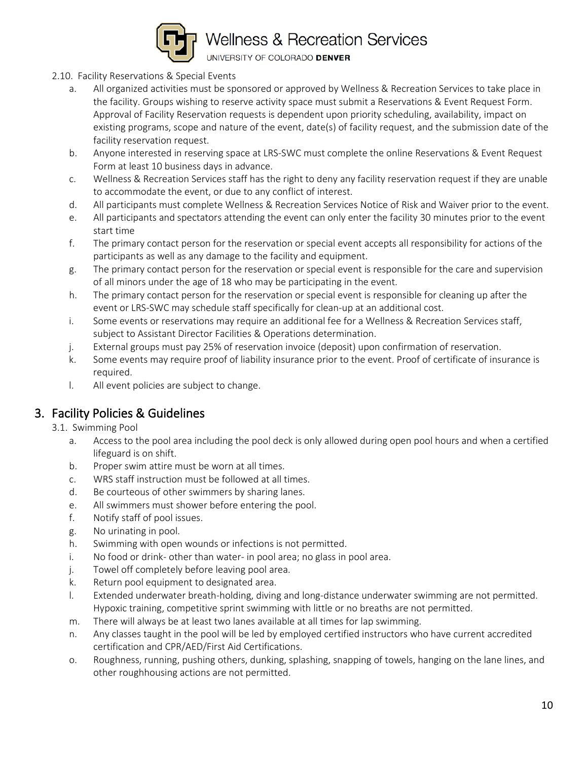2.10. Facility Reservations & Special Events

a. All organized activities must be sponsored or approved by Wellness & Recreation Services to take place in the facility. Groups wishing to reserve activity space must submit a Reservations & Event Request Form. Approval of Facility Reservation requests is dependent upon priority scheduling, availability, impact on existing programs, scope and nature of the event, date(s) of facility request, and the submission date of the facility reservation request.
b. Anyone interested in reserving space at LRS-SWC must complete the online Reservations & Event Request Form at least 10 business days in advance.
c. Wellness & Recreation Services staff has the right to deny any facility reservation request if they are unable to accommodate the event, or due to any conflict of interest.
d. All participants must complete Wellness & Recreation Services Notice of Risk and Waiver prior to the event.
e. All participants and spectators attending the event can only enter the facility 30 minutes prior to the event start time
f. The primary contact person for the reservation or special event accepts all responsibility for actions of the participants as well as any damage to the facility and equipment.
g. The primary contact person for the reservation or special event is responsible for the care and supervision of all minors under the age of 18 who may be participating in the event.
h. The primary contact person for the reservation or special event is responsible for cleaning up after the event or LRS-SWC may schedule staff specifically for clean-up at an additional cost.
i. Some events or reservations may require an additional fee for a Wellness & Recreation Services staff, subject to Assistant Director Facilities & Operations determination.
j. External groups must pay 25% of reservation invoice (deposit) upon confirmation of reservation.
k. Some events may require proof of liability insurance prior to the event. Proof of certificate of insurance is required.
l. All event policies are subject to change.

# 3. Facility Policies & Guidelines

3.1. Swimming Pool

a. Access to the pool area including the pool deck is only allowed during open pool hours and when a certified lifeguard is on shift.
b. Proper swim attire must be worn at all times.
c. WRS staff instruction must be followed at all times.
d. Be courteous of other swimmers by sharing lanes.
e. All swimmers must shower before entering the pool.
f. Notify staff of pool issues.
g. No urinating in pool.
h. Swimming with open wounds or infections is not permitted.
i. No food or drink- other than water- in pool area; no glass in pool area.
j. Towel off completely before leaving pool area.
k. Return pool equipment to designated area.
l. Extended underwater breath-holding, diving and long-distance underwater swimming are not permitted. Hypoxic training, competitive sprint swimming with little or no breaths are not permitted.
m. There will always be at least two lanes available at all times for lap swimming.
n. Any classes taught in the pool will be led by employed certified instructors who have current accredited certification and CPR/AED/First Aid Certifications.
o. Roughness, running, pushing others, dunking, splashing, snapping of towels, hanging on the lane lines, and other roughhousing actions are not permitted.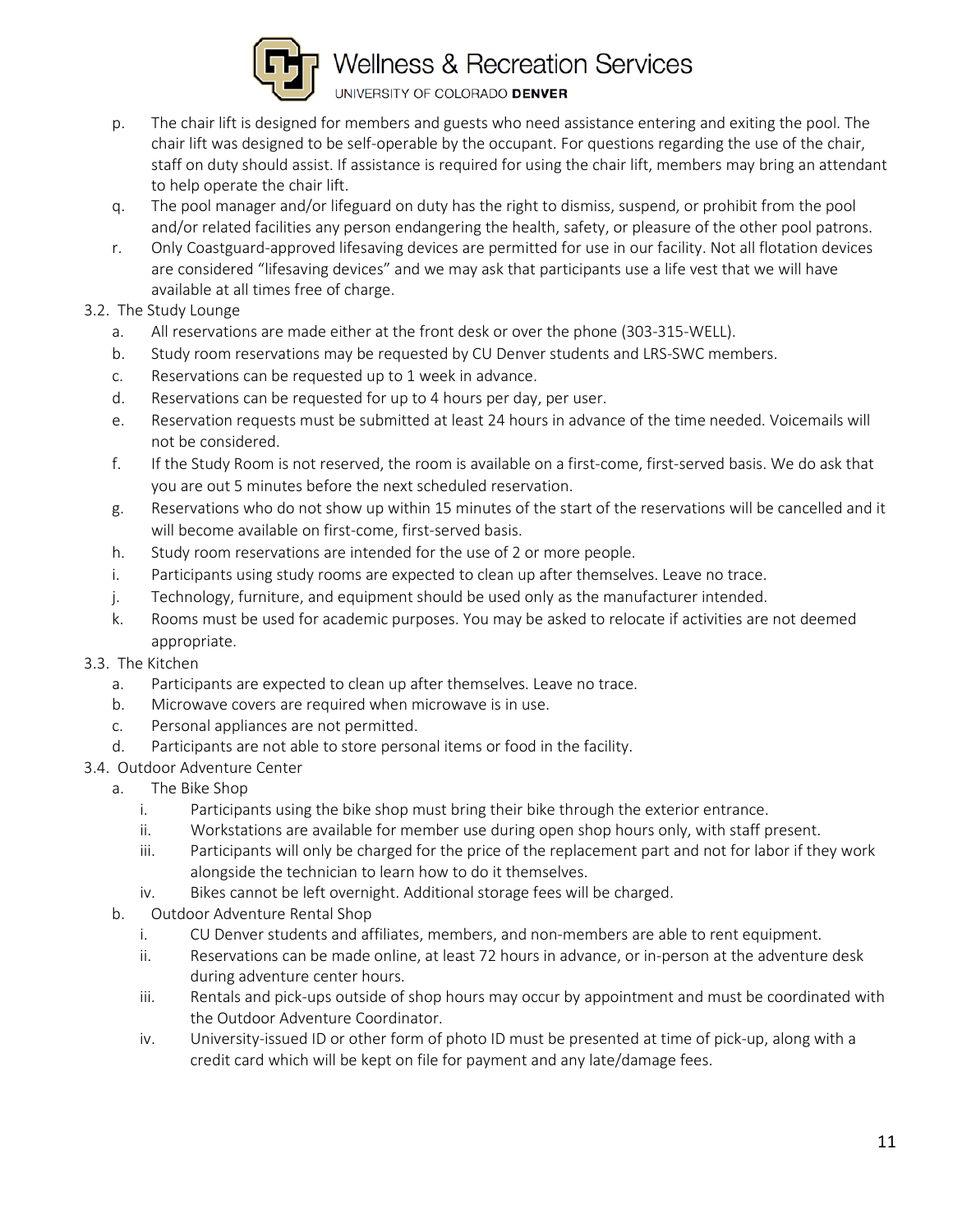p. The chair lift is designed for members and guests who need assistance entering and exiting the pool. The chair lift was designed to be self-operable by the occupant. For questions regarding the use of the chair, staff on duty should assist. If assistance is required for using the chair lift, members may bring an attendant to help operate the chair lift.

q. The pool manager and/or lifeguard on duty has the right to dismiss, suspend, or prohibit from the pool and/or related facilities any person endangering the health, safety, or pleasure of the other pool patrons.

r. Only Coastguard-approved lifesaving devices are permitted for use in our facility. Not all flotation devices are considered "lifesaving devices" and we may ask that participants use a life vest that we will have available at all times free of charge.

3.2. The Study Lounge

a. All reservations are made either at the front desk or over the phone (303-315-WELL).

b. Study room reservations may be requested by CU Denver students and LRS-SWC members.

c. Reservations can be requested up to 1 week in advance.

d. Reservations can be requested for up to 4 hours per day, per user.

e. Reservation requests must be submitted at least 24 hours in advance of the time needed. Voicemails will not be considered.

f. If the Study Room is not reserved, the room is available on a first-come, first-served basis. We do ask that you are out 5 minutes before the next scheduled reservation.

g. Reservations who do not show up within 15 minutes of the start of the reservations will be cancelled and it will become available on first-come, first-served basis.

h. Study room reservations are intended for the use of 2 or more people.

i. Participants using study rooms are expected to clean up after themselves. Leave no trace.

j. Technology, furniture, and equipment should be used only as the manufacturer intended.

k. Rooms must be used for academic purposes. You may be asked to relocate if activities are not deemed appropriate.

3.3. The Kitchen

a. Participants are expected to clean up after themselves. Leave no trace.

b. Microwave covers are required when microwave is in use.

c. Personal appliances are not permitted.

d. Participants are not able to store personal items or food in the facility.

3.4. Outdoor Adventure Center

a. The Bike Shop

i. Participants using the bike shop must bring their bike through the exterior entrance.

ii. Workstations are available for member use during open shop hours only, with staff present.

iii. Participants will only be charged for the price of the replacement part and not for labor if they work alongside the technician to learn how to do it themselves.

iv. Bikes cannot be left overnight. Additional storage fees will be charged.

b. Outdoor Adventure Rental Shop

i. CU Denver students and affiliates, members, and non-members are able to rent equipment.

ii. Reservations can be made online, at least 72 hours in advance, or in-person at the adventure desk during adventure center hours.

iii. Rentals and pick-ups outside of shop hours may occur by appointment and must be coordinated with the Outdoor Adventure Coordinator.

iv. University-issued ID or other form of photo ID must be presented at time of pick-up, along with a credit card which will be kept on file for payment and any late/damage fees.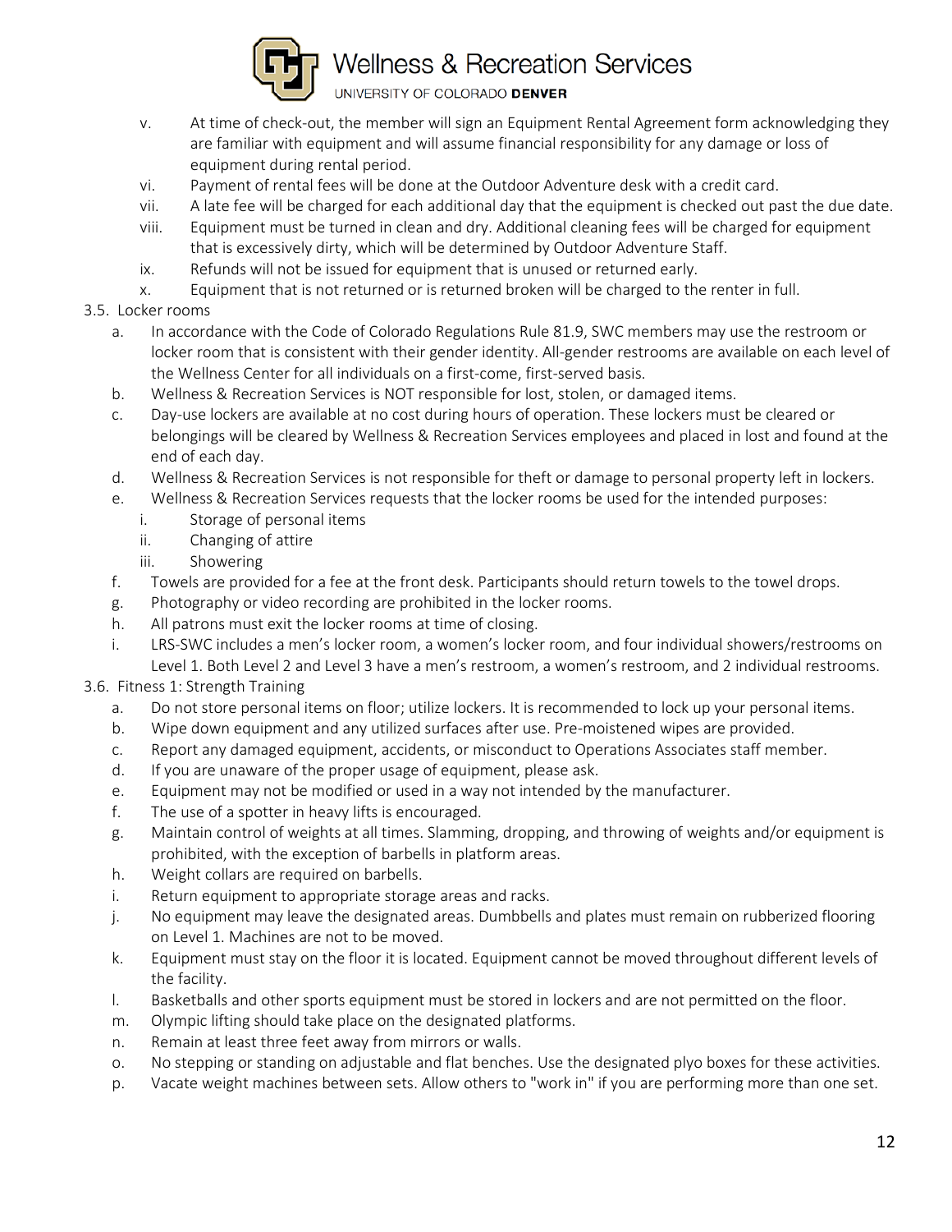- v. At time of check-out, the member will sign an Equipment Rental Agreement form acknowledging they are familiar with equipment and will assume financial responsibility for any damage or loss of equipment during rental period.
- vi. Payment of rental fees will be done at the Outdoor Adventure desk with a credit card.
- vii. A late fee will be charged for each additional day that the equipment is checked out past the due date.
- viii. Equipment must be turned in clean and dry. Additional cleaning fees will be charged for equipment that is excessively dirty, which will be determined by Outdoor Adventure Staff.
- ix. Refunds will not be issued for equipment that is unused or returned early.
- x. Equipment that is not returned or is returned broken will be charged to the renter in full.

3.5. Locker rooms

- a. In accordance with the Code of Colorado Regulations Rule 81.9, SWC members may use the restroom or locker room that is consistent with their gender identity. All-gender restrooms are available on each level of the Wellness Center for all individuals on a first-come, first-served basis.
- b. Wellness & Recreation Services is NOT responsible for lost, stolen, or damaged items.
- c. Day-use lockers are available at no cost during hours of operation. These lockers must be cleared or belongings will be cleared by Wellness & Recreation Services employees and placed in lost and found at the end of each day.
- d. Wellness & Recreation Services is not responsible for theft or damage to personal property left in lockers.
- e. Wellness & Recreation Services requests that the locker rooms be used for the intended purposes:
  - i. Storage of personal items
  - ii. Changing of attire
  - iii. Showering
- f. Towels are provided for a fee at the front desk. Participants should return towels to the towel drops.
- g. Photography or video recording are prohibited in the locker rooms.
- h. All patrons must exit the locker rooms at time of closing.
- i. LRS-SWC includes a men's locker room, a women's locker room, and four individual showers/restrooms on Level 1. Both Level 2 and Level 3 have a men's restroom, a women's restroom, and 2 individual restrooms.

3.6. Fitness 1: Strength Training

- a. Do not store personal items on floor; utilize lockers. It is recommended to lock up your personal items.
- b. Wipe down equipment and any utilized surfaces after use. Pre-moistened wipes are provided.
- c. Report any damaged equipment, accidents, or misconduct to Operations Associates staff member.
- d. If you are unaware of the proper usage of equipment, please ask.
- e. Equipment may not be modified or used in a way not intended by the manufacturer.
- f. The use of a spotter in heavy lifts is encouraged.
- g. Maintain control of weights at all times. Slamming, dropping, and throwing of weights and/or equipment is prohibited, with the exception of barbells in platform areas.
- h. Weight collars are required on barbells.
- i. Return equipment to appropriate storage areas and racks.
- j. No equipment may leave the designated areas. Dumbbells and plates must remain on rubberized flooring on Level 1. Machines are not to be moved.
- k. Equipment must stay on the floor it is located. Equipment cannot be moved throughout different levels of the facility.
- l. Basketballs and other sports equipment must be stored in lockers and are not permitted on the floor.
- m. Olympic lifting should take place on the designated platforms.
- n. Remain at least three feet away from mirrors or walls.
- o. No stepping or standing on adjustable and flat benches. Use the designated plyo boxes for these activities.
- p. Vacate weight machines between sets. Allow others to "work in" if you are performing more than one set.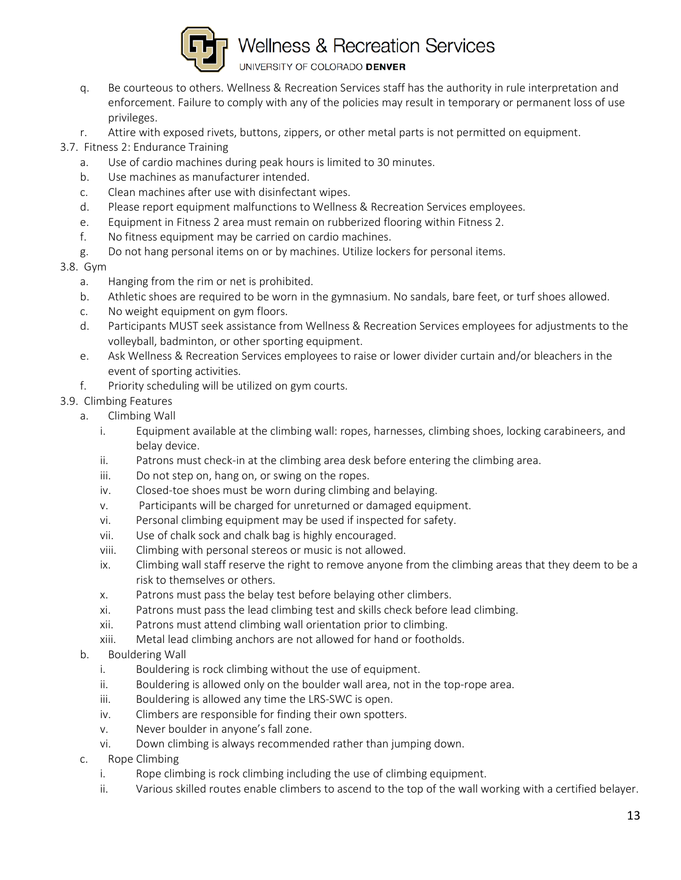q. Be courteous to others. Wellness & Recreation Services staff has the authority in rule interpretation and enforcement. Failure to comply with any of the policies may result in temporary or permanent loss of use privileges.

r. Attire with exposed rivets, buttons, zippers, or other metal parts is not permitted on equipment.

3.7. Fitness 2: Endurance Training

a. Use of cardio machines during peak hours is limited to 30 minutes.

b. Use machines as manufacturer intended.

c. Clean machines after use with disinfectant wipes.

d. Please report equipment malfunctions to Wellness & Recreation Services employees.

e. Equipment in Fitness 2 area must remain on rubberized flooring within Fitness 2.

f. No fitness equipment may be carried on cardio machines.

g. Do not hang personal items on or by machines. Utilize lockers for personal items.

3.8. Gym

a. Hanging from the rim or net is prohibited.

b. Athletic shoes are required to be worn in the gymnasium. No sandals, bare feet, or turf shoes allowed.

c. No weight equipment on gym floors.

d. Participants MUST seek assistance from Wellness & Recreation Services employees for adjustments to the volleyball, badminton, or other sporting equipment.

e. Ask Wellness & Recreation Services employees to raise or lower divider curtain and/or bleachers in the event of sporting activities.

f. Priority scheduling will be utilized on gym courts.

3.9. Climbing Features

a. Climbing Wall

i. Equipment available at the climbing wall: ropes, harnesses, climbing shoes, locking carabineers, and belay device.

ii. Patrons must check-in at the climbing area desk before entering the climbing area.

iii. Do not step on, hang on, or swing on the ropes.

iv. Closed-toe shoes must be worn during climbing and belaying.

v. Participants will be charged for unreturned or damaged equipment.

vi. Personal climbing equipment may be used if inspected for safety.

vii. Use of chalk sock and chalk bag is highly encouraged.

viii. Climbing with personal stereos or music is not allowed.

ix. Climbing wall staff reserve the right to remove anyone from the climbing areas that they deem to be a risk to themselves or others.

x. Patrons must pass the belay test before belaying other climbers.

xi. Patrons must pass the lead climbing test and skills check before lead climbing.

xii. Patrons must attend climbing wall orientation prior to climbing.

xiii. Metal lead climbing anchors are not allowed for hand or footholds.

b. Bouldering Wall

i. Bouldering is rock climbing without the use of equipment.

ii. Bouldering is allowed only on the boulder wall area, not in the top-rope area.

iii. Bouldering is allowed any time the LRS-SWC is open.

iv. Climbers are responsible for finding their own spotters.

v. Never boulder in anyone's fall zone.

vi. Down climbing is always recommended rather than jumping down.

c. Rope Climbing

i. Rope climbing is rock climbing including the use of climbing equipment.

ii. Various skilled routes enable climbers to ascend to the top of the wall working with a certified belayer.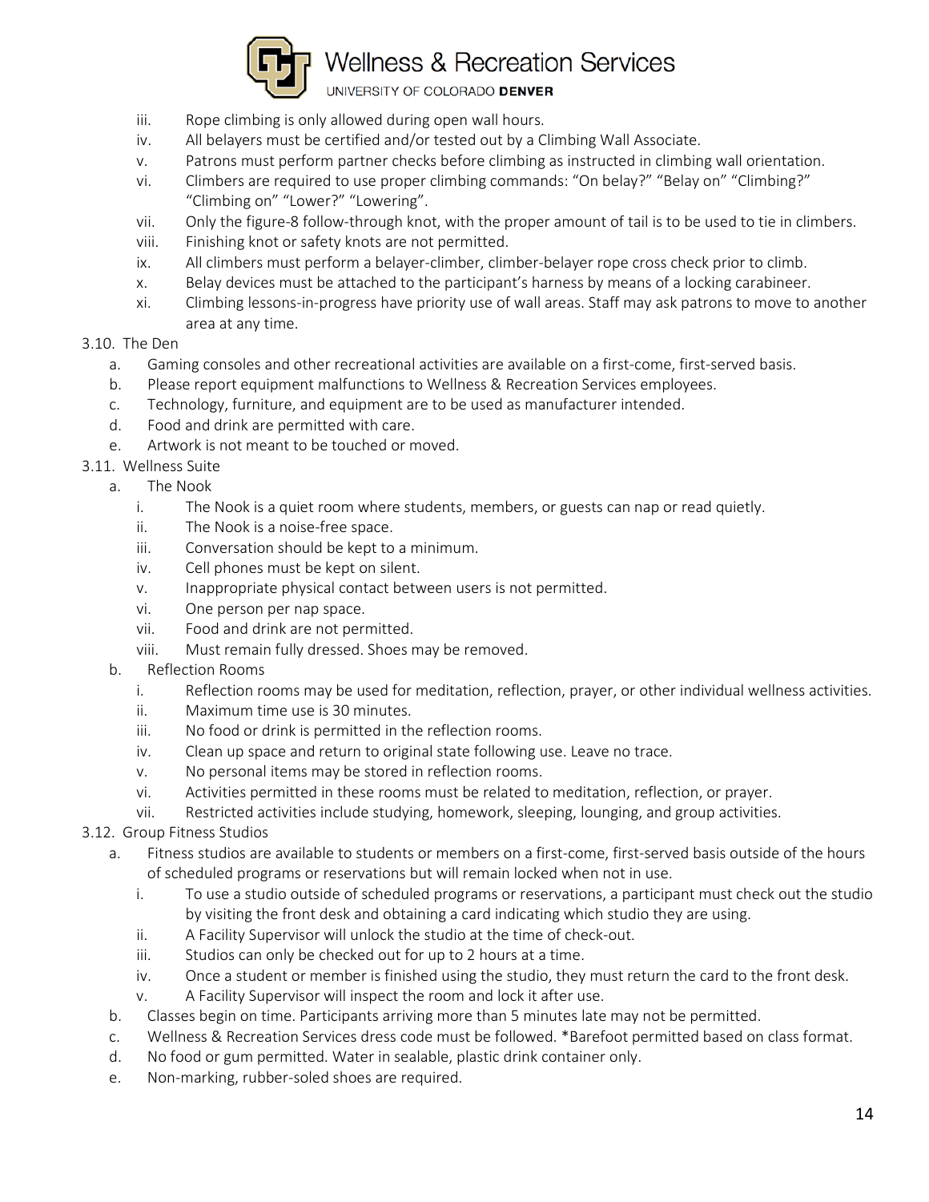iii. Rope climbing is only allowed during open wall hours.
iv. All belayers must be certified and/or tested out by a Climbing Wall Associate.
v. Patrons must perform partner checks before climbing as instructed in climbing wall orientation.
vi. Climbers are required to use proper climbing commands: "On belay?" "Belay on" "Climbing?" "Climbing on" "Lower?" "Lowering".
vii. Only the figure-8 follow-through knot, with the proper amount of tail is to be used to tie in climbers.
viii. Finishing knot or safety knots are not permitted.
ix. All climbers must perform a belayer-climber, climber-belayer rope cross check prior to climb.
x. Belay devices must be attached to the participant's harness by means of a locking carabineer.
xi. Climbing lessons-in-progress have priority use of wall areas. Staff may ask patrons to move to another area at any time.

3.10. The Den

a. Gaming consoles and other recreational activities are available on a first-come, first-served basis.
b. Please report equipment malfunctions to Wellness & Recreation Services employees.
c. Technology, furniture, and equipment are to be used as manufacturer intended.
d. Food and drink are permitted with care.
e. Artwork is not meant to be touched or moved.

3.11. Wellness Suite

a. The Nook
   i. The Nook is a quiet room where students, members, or guests can nap or read quietly.
   ii. The Nook is a noise-free space.
   iii. Conversation should be kept to a minimum.
   iv. Cell phones must be kept on silent.
   v. Inappropriate physical contact between users is not permitted.
   vi. One person per nap space.
   vii. Food and drink are not permitted.
   viii. Must remain fully dressed. Shoes may be removed.
b. Reflection Rooms
   i. Reflection rooms may be used for meditation, reflection, prayer, or other individual wellness activities.
   ii. Maximum time use is 30 minutes.
   iii. No food or drink is permitted in the reflection rooms.
   iv. Clean up space and return to original state following use. Leave no trace.
   v. No personal items may be stored in reflection rooms.
   vi. Activities permitted in these rooms must be related to meditation, reflection, or prayer.
   vii. Restricted activities include studying, homework, sleeping, lounging, and group activities.

3.12. Group Fitness Studios

a. Fitness studios are available to students or members on a first-come, first-served basis outside of the hours of scheduled programs or reservations but will remain locked when not in use.
   i. To use a studio outside of scheduled programs or reservations, a participant must check out the studio by visiting the front desk and obtaining a card indicating which studio they are using.
   ii. A Facility Supervisor will unlock the studio at the time of check-out.
   iii. Studios can only be checked out for up to 2 hours at a time.
   iv. Once a student or member is finished using the studio, they must return the card to the front desk.
   v. A Facility Supervisor will inspect the room and lock it after use.
b. Classes begin on time. Participants arriving more than 5 minutes late may not be permitted.
c. Wellness & Recreation Services dress code must be followed. *Barefoot permitted based on class format.
d. No food or gum permitted. Water in sealable, plastic drink container only.
e. Non-marking, rubber-soled shoes are required.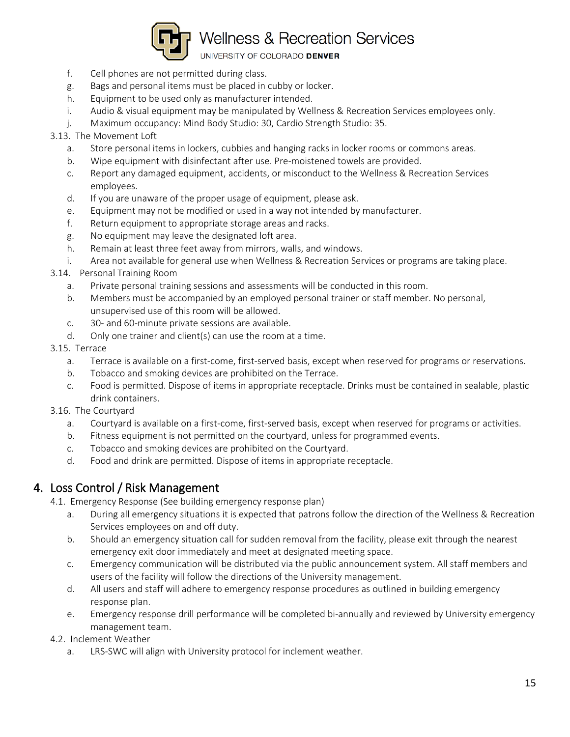f. Cell phones are not permitted during class.
g. Bags and personal items must be placed in cubby or locker.
h. Equipment to be used only as manufacturer intended.
i. Audio & visual equipment may be manipulated by Wellness & Recreation Services employees only.
j. Maximum occupancy: Mind Body Studio: 30, Cardio Strength Studio: 35.

3.13. The Movement Loft

a. Store personal items in lockers, cubbies and hanging racks in locker rooms or commons areas.
b. Wipe equipment with disinfectant after use. Pre-moistened towels are provided.
c. Report any damaged equipment, accidents, or misconduct to the Wellness & Recreation Services employees.
d. If you are unaware of the proper usage of equipment, please ask.
e. Equipment may not be modified or used in a way not intended by manufacturer.
f. Return equipment to appropriate storage areas and racks.
g. No equipment may leave the designated loft area.
h. Remain at least three feet away from mirrors, walls, and windows.
i. Area not available for general use when Wellness & Recreation Services or programs are taking place.

3.14. Personal Training Room

a. Private personal training sessions and assessments will be conducted in this room.
b. Members must be accompanied by an employed personal trainer or staff member. No personal, unsupervised use of this room will be allowed.
c. 30- and 60-minute private sessions are available.
d. Only one trainer and client(s) can use the room at a time.

3.15. Terrace

a. Terrace is available on a first-come, first-served basis, except when reserved for programs or reservations.
b. Tobacco and smoking devices are prohibited on the Terrace.
c. Food is permitted. Dispose of items in appropriate receptacle. Drinks must be contained in sealable, plastic drink containers.

3.16. The Courtyard

a. Courtyard is available on a first-come, first-served basis, except when reserved for programs or activities.
b. Fitness equipment is not permitted on the courtyard, unless for programmed events.
c. Tobacco and smoking devices are prohibited on the Courtyard.
d. Food and drink are permitted. Dispose of items in appropriate receptacle.

## 4. Loss Control / Risk Management

4.1. Emergency Response (See building emergency response plan)

a. During all emergency situations it is expected that patrons follow the direction of the Wellness & Recreation Services employees on and off duty.
b. Should an emergency situation call for sudden removal from the facility, please exit through the nearest emergency exit door immediately and meet at designated meeting space.
c. Emergency communication will be distributed via the public announcement system. All staff members and users of the facility will follow the directions of the University management.
d. All users and staff will adhere to emergency response procedures as outlined in building emergency response plan.
e. Emergency response drill performance will be completed bi-annually and reviewed by University emergency management team.

4.2. Inclement Weather

a. LRS-SWC will align with University protocol for inclement weather.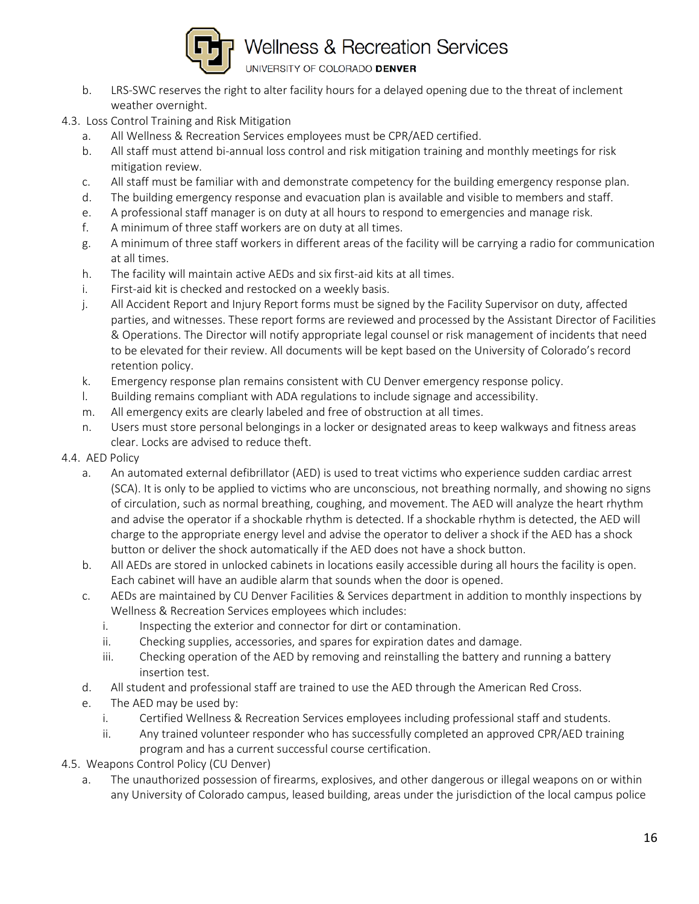b. LRS-SWC reserves the right to alter facility hours for a delayed opening due to the threat of inclement weather overnight.

4.3. Loss Control Training and Risk Mitigation

a. All Wellness & Recreation Services employees must be CPR/AED certified.
b. All staff must attend bi-annual loss control and risk mitigation training and monthly meetings for risk mitigation review.
c. All staff must be familiar with and demonstrate competency for the building emergency response plan.
d. The building emergency response and evacuation plan is available and visible to members and staff.
e. A professional staff manager is on duty at all hours to respond to emergencies and manage risk.
f. A minimum of three staff workers are on duty at all times.
g. A minimum of three staff workers in different areas of the facility will be carrying a radio for communication at all times.
h. The facility will maintain active AEDs and six first-aid kits at all times.
i. First-aid kit is checked and restocked on a weekly basis.
j. All Accident Report and Injury Report forms must be signed by the Facility Supervisor on duty, affected parties, and witnesses. These report forms are reviewed and processed by the Assistant Director of Facilities & Operations. The Director will notify appropriate legal counsel or risk management of incidents that need to be elevated for their review. All documents will be kept based on the University of Colorado's record retention policy.
k. Emergency response plan remains consistent with CU Denver emergency response policy.
l. Building remains compliant with ADA regulations to include signage and accessibility.
m. All emergency exits are clearly labeled and free of obstruction at all times.
n. Users must store personal belongings in a locker or designated areas to keep walkways and fitness areas clear. Locks are advised to reduce theft.

4.4. AED Policy

a. An automated external defibrillator (AED) is used to treat victims who experience sudden cardiac arrest (SCA). It is only to be applied to victims who are unconscious, not breathing normally, and showing no signs of circulation, such as normal breathing, coughing, and movement. The AED will analyze the heart rhythm and advise the operator if a shockable rhythm is detected. If a shockable rhythm is detected, the AED will charge to the appropriate energy level and advise the operator to deliver a shock if the AED has a shock button or deliver the shock automatically if the AED does not have a shock button.
b. All AEDs are stored in unlocked cabinets in locations easily accessible during all hours the facility is open. Each cabinet will have an audible alarm that sounds when the door is opened.
c. AEDs are maintained by CU Denver Facilities & Services department in addition to monthly inspections by Wellness & Recreation Services employees which includes:
    i. Inspecting the exterior and connector for dirt or contamination.
    ii. Checking supplies, accessories, and spares for expiration dates and damage.
    iii. Checking operation of the AED by removing and reinstalling the battery and running a battery insertion test.
d. All student and professional staff are trained to use the AED through the American Red Cross.
e. The AED may be used by:
    i. Certified Wellness & Recreation Services employees including professional staff and students.
    ii. Any trained volunteer responder who has successfully completed an approved CPR/AED training program and has a current successful course certification.

4.5. Weapons Control Policy (CU Denver)

a. The unauthorized possession of firearms, explosives, and other dangerous or illegal weapons on or within any University of Colorado campus, leased building, areas under the jurisdiction of the local campus police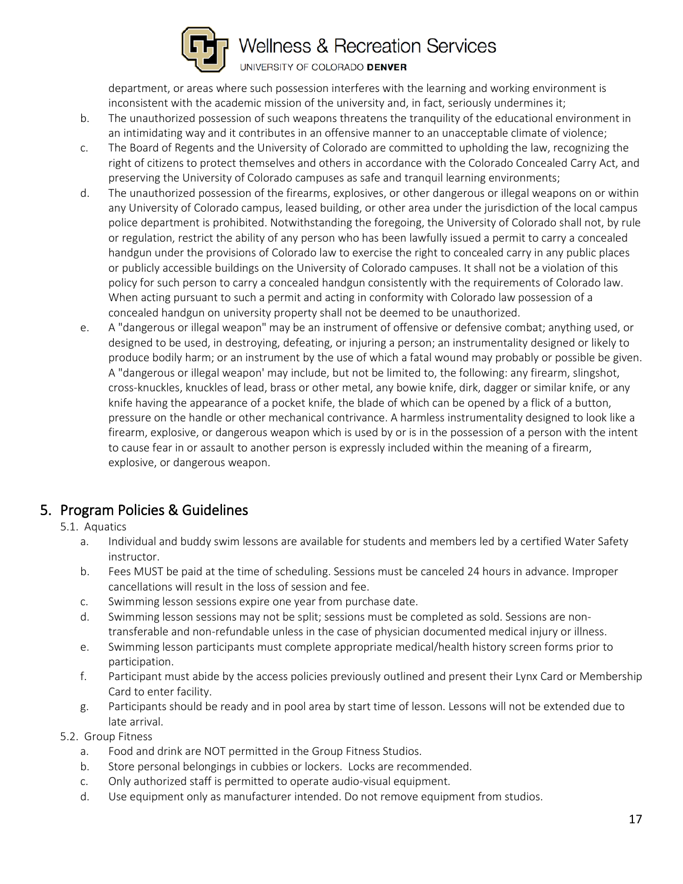department, or areas where such possession interferes with the learning and working environment is inconsistent with the academic mission of the university and, in fact, seriously undermines it;

b. The unauthorized possession of such weapons threatens the tranquility of the educational environment in an intimidating way and it contributes in an offensive manner to an unacceptable climate of violence;

c. The Board of Regents and the University of Colorado are committed to upholding the law, recognizing the right of citizens to protect themselves and others in accordance with the Colorado Concealed Carry Act, and preserving the University of Colorado campuses as safe and tranquil learning environments;

d. The unauthorized possession of the firearms, explosives, or other dangerous or illegal weapons on or within any University of Colorado campus, leased building, or other area under the jurisdiction of the local campus police department is prohibited. Notwithstanding the foregoing, the University of Colorado shall not, by rule or regulation, restrict the ability of any person who has been lawfully issued a permit to carry a concealed handgun under the provisions of Colorado law to exercise the right to concealed carry in any public places or publicly accessible buildings on the University of Colorado campuses. It shall not be a violation of this policy for such person to carry a concealed handgun consistently with the requirements of Colorado law. When acting pursuant to such a permit and acting in conformity with Colorado law possession of a concealed handgun on university property shall not be deemed to be unauthorized.

e. A "dangerous or illegal weapon" may be an instrument of offensive or defensive combat; anything used, or designed to be used, in destroying, defeating, or injuring a person; an instrumentality designed or likely to produce bodily harm; or an instrument by the use of which a fatal wound may probably or possible be given. A "dangerous or illegal weapon' may include, but not be limited to, the following: any firearm, slingshot, cross-knuckles, knuckles of lead, brass or other metal, any bowie knife, dirk, dagger or similar knife, or any knife having the appearance of a pocket knife, the blade of which can be opened by a flick of a button, pressure on the handle or other mechanical contrivance. A harmless instrumentality designed to look like a firearm, explosive, or dangerous weapon which is used by or is in the possession of a person with the intent to cause fear in or assault to another person is expressly included within the meaning of a firearm, explosive, or dangerous weapon.

## 5. Program Policies & Guidelines

5.1. Aquatics

a. Individual and buddy swim lessons are available for students and members led by a certified Water Safety instructor.

b. Fees MUST be paid at the time of scheduling. Sessions must be canceled 24 hours in advance. Improper cancellations will result in the loss of session and fee.

c. Swimming lesson sessions expire one year from purchase date.

d. Swimming lesson sessions may not be split; sessions must be completed as sold. Sessions are non-transferable and non-refundable unless in the case of physician documented medical injury or illness.

e. Swimming lesson participants must complete appropriate medical/health history screen forms prior to participation.

f. Participant must abide by the access policies previously outlined and present their Lynx Card or Membership Card to enter facility.

g. Participants should be ready and in pool area by start time of lesson. Lessons will not be extended due to late arrival.

5.2. Group Fitness

a. Food and drink are NOT permitted in the Group Fitness Studios.

b. Store personal belongings in cubbies or lockers. Locks are recommended.

c. Only authorized staff is permitted to operate audio-visual equipment.

d. Use equipment only as manufacturer intended. Do not remove equipment from studios.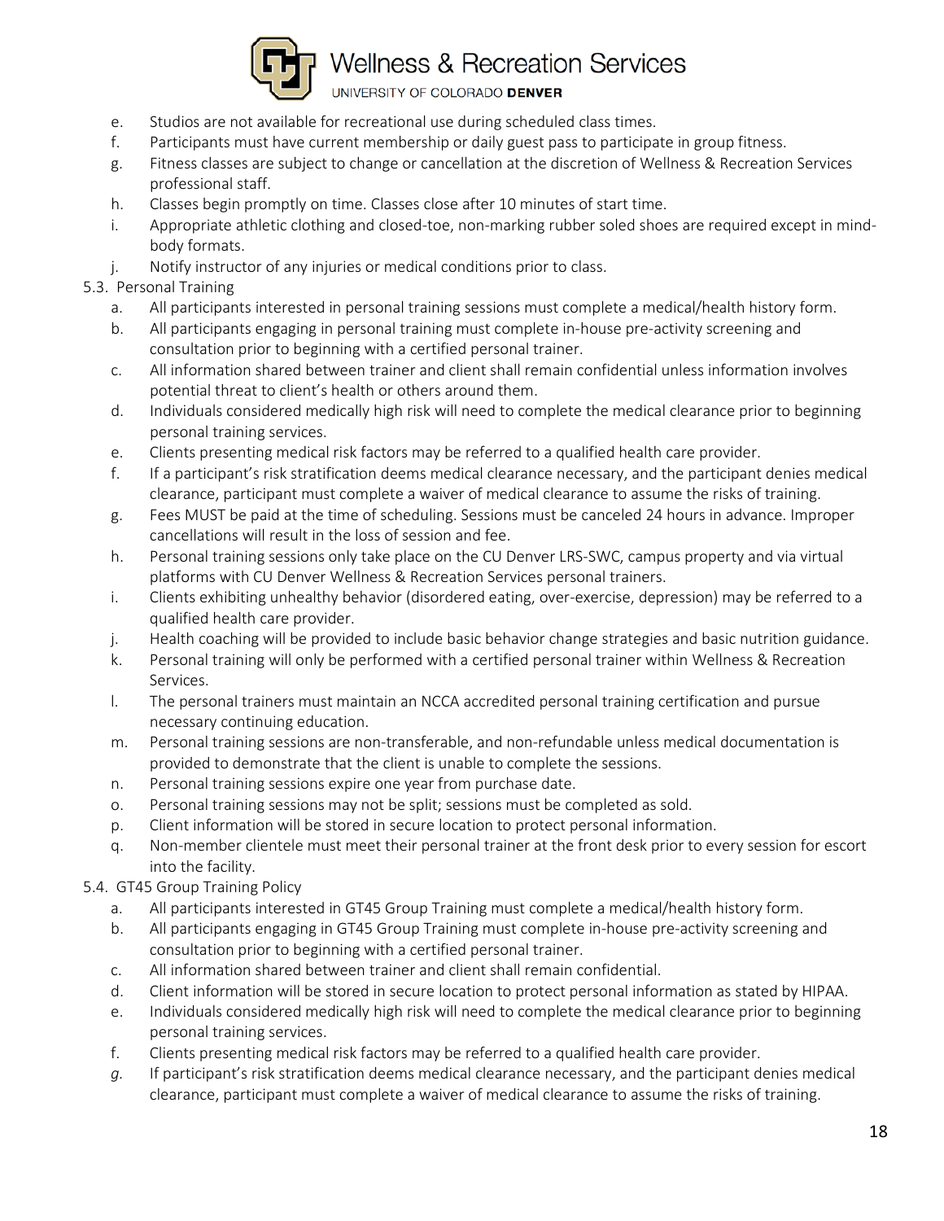e. Studios are not available for recreational use during scheduled class times.
f. Participants must have current membership or daily guest pass to participate in group fitness.
g. Fitness classes are subject to change or cancellation at the discretion of Wellness & Recreation Services professional staff.
h. Classes begin promptly on time. Classes close after 10 minutes of start time.
i. Appropriate athletic clothing and closed-toe, non-marking rubber soled shoes are required except in mind-body formats.
j. Notify instructor of any injuries or medical conditions prior to class.

5.3. Personal Training

a. All participants interested in personal training sessions must complete a medical/health history form.
b. All participants engaging in personal training must complete in-house pre-activity screening and consultation prior to beginning with a certified personal trainer.
c. All information shared between trainer and client shall remain confidential unless information involves potential threat to client's health or others around them.
d. Individuals considered medically high risk will need to complete the medical clearance prior to beginning personal training services.
e. Clients presenting medical risk factors may be referred to a qualified health care provider.
f. If a participant's risk stratification deems medical clearance necessary, and the participant denies medical clearance, participant must complete a waiver of medical clearance to assume the risks of training.
g. Fees MUST be paid at the time of scheduling. Sessions must be canceled 24 hours in advance. Improper cancellations will result in the loss of session and fee.
h. Personal training sessions only take place on the CU Denver LRS-SWC, campus property and via virtual platforms with CU Denver Wellness & Recreation Services personal trainers.
i. Clients exhibiting unhealthy behavior (disordered eating, over-exercise, depression) may be referred to a qualified health care provider.
j. Health coaching will be provided to include basic behavior change strategies and basic nutrition guidance.
k. Personal training will only be performed with a certified personal trainer within Wellness & Recreation Services.
l. The personal trainers must maintain an NCCA accredited personal training certification and pursue necessary continuing education.
m. Personal training sessions are non-transferable, and non-refundable unless medical documentation is provided to demonstrate that the client is unable to complete the sessions.
n. Personal training sessions expire one year from purchase date.
o. Personal training sessions may not be split; sessions must be completed as sold.
p. Client information will be stored in secure location to protect personal information.
q. Non-member clientele must meet their personal trainer at the front desk prior to every session for escort into the facility.

5.4. GT45 Group Training Policy

a. All participants interested in GT45 Group Training must complete a medical/health history form.
b. All participants engaging in GT45 Group Training must complete in-house pre-activity screening and consultation prior to beginning with a certified personal trainer.
c. All information shared between trainer and client shall remain confidential.
d. Client information will be stored in secure location to protect personal information as stated by HIPAA.
e. Individuals considered medically high risk will need to complete the medical clearance prior to beginning personal training services.
f. Clients presenting medical risk factors may be referred to a qualified health care provider.
g. If participant's risk stratification deems medical clearance necessary, and the participant denies medical clearance, participant must complete a waiver of medical clearance to assume the risks of training.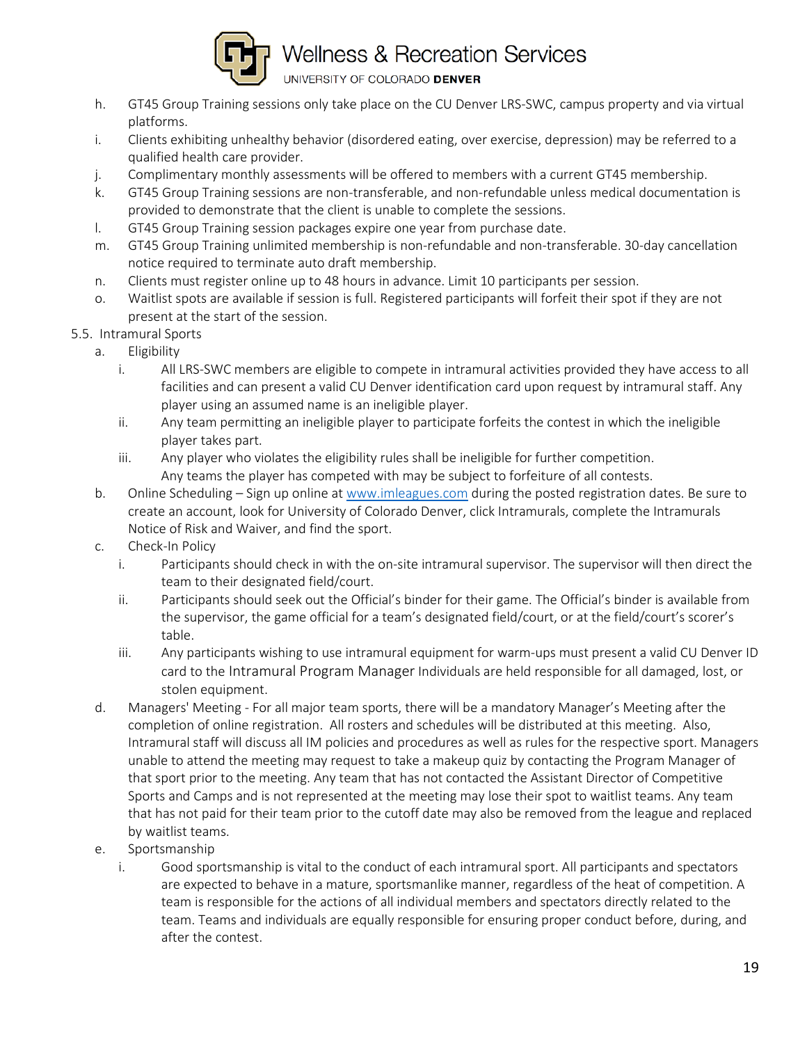h. GT45 Group Training sessions only take place on the CU Denver LRS-SWC, campus property and via virtual platforms.

i. Clients exhibiting unhealthy behavior (disordered eating, over exercise, depression) may be referred to a qualified health care provider.

j. Complimentary monthly assessments will be offered to members with a current GT45 membership.

k. GT45 Group Training sessions are non-transferable, and non-refundable unless medical documentation is provided to demonstrate that the client is unable to complete the sessions.

l. GT45 Group Training session packages expire one year from purchase date.

m. GT45 Group Training unlimited membership is non-refundable and non-transferable. 30-day cancellation notice required to terminate auto draft membership.

n. Clients must register online up to 48 hours in advance. Limit 10 participants per session.

o. Waitlist spots are available if session is full. Registered participants will forfeit their spot if they are not present at the start of the session.

5.5. Intramural Sports

a. Eligibility

   i. All LRS-SWC members are eligible to compete in intramural activities provided they have access to all facilities and can present a valid CU Denver identification card upon request by intramural staff. Any player using an assumed name is an ineligible player.

   ii. Any team permitting an ineligible player to participate forfeits the contest in which the ineligible player takes part.

   iii. Any player who violates the eligibility rules shall be ineligible for further competition. Any teams the player has competed with may be subject to forfeiture of all contests.

b. Online Scheduling – Sign up online at [www.imleagues.com](www.imleagues.com) during the posted registration dates. Be sure to create an account, look for University of Colorado Denver, click Intramurals, complete the Intramurals Notice of Risk and Waiver, and find the sport.

c. Check-In Policy

   i. Participants should check in with the on-site intramural supervisor. The supervisor will then direct the team to their designated field/court.

   ii. Participants should seek out the Official's binder for their game. The Official's binder is available from the supervisor, the game official for a team's designated field/court, or at the field/court's scorer's table.

   iii. Any participants wishing to use intramural equipment for warm-ups must present a valid CU Denver ID card to the Intramural Program Manager Individuals are held responsible for all damaged, lost, or stolen equipment.

d. Managers' Meeting - For all major team sports, there will be a mandatory Manager's Meeting after the completion of online registration. All rosters and schedules will be distributed at this meeting. Also, Intramural staff will discuss all IM policies and procedures as well as rules for the respective sport. Managers unable to attend the meeting may request to take a makeup quiz by contacting the Program Manager of that sport prior to the meeting. Any team that has not contacted the Assistant Director of Competitive Sports and Camps and is not represented at the meeting may lose their spot to waitlist teams. Any team that has not paid for their team prior to the cutoff date may also be removed from the league and replaced by waitlist teams.

e. Sportsmanship

   i. Good sportsmanship is vital to the conduct of each intramural sport. All participants and spectators are expected to behave in a mature, sportsmanlike manner, regardless of the heat of competition. A team is responsible for the actions of all individual members and spectators directly related to the team. Teams and individuals are equally responsible for ensuring proper conduct before, during, and after the contest.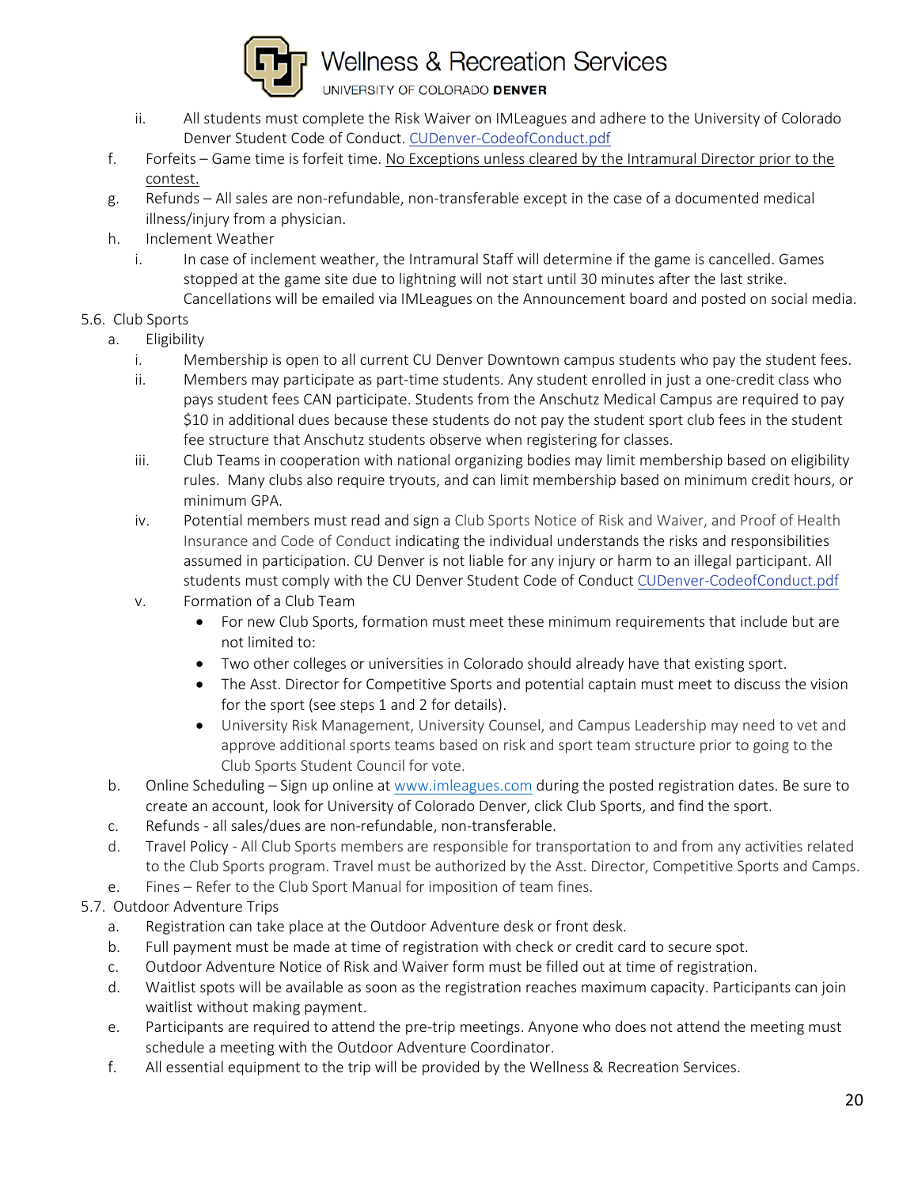ii. All students must complete the Risk Waiver on IMLeagues and adhere to the University of Colorado Denver Student Code of Conduct. [CUDenver-CodeofConduct.pdf](CUDenver-CodeofConduct.pdf)

f. Forfeits – Game time is forfeit time. No Exceptions unless cleared by the Intramural Director prior to the contest.

g. Refunds – All sales are non-refundable, non-transferable except in the case of a documented medical illness/injury from a physician.

h. Inclement Weather

  i. In case of inclement weather, the Intramural Staff will determine if the game is cancelled. Games stopped at the game site due to lightning will not start until 30 minutes after the last strike. Cancellations will be emailed via IMLeagues on the Announcement board and posted on social media.

5.6. Club Sports

a. Eligibility

  i. Membership is open to all current CU Denver Downtown campus students who pay the student fees.

  ii. Members may participate as part-time students. Any student enrolled in just a one-credit class who pays student fees CAN participate. Students from the Anschutz Medical Campus are required to pay $10 in additional dues because these students do not pay the student sport club fees in the student fee structure that Anschutz students observe when registering for classes.

  iii. Club Teams in cooperation with national organizing bodies may limit membership based on eligibility rules. Many clubs also require tryouts, and can limit membership based on minimum credit hours, or minimum GPA.

  iv. Potential members must read and sign a Club Sports Notice of Risk and Waiver, and Proof of Health Insurance and Code of Conduct indicating the individual understands the risks and responsibilities assumed in participation. CU Denver is not liable for any injury or harm to an illegal participant. All students must comply with the CU Denver Student Code of Conduct [CUDenver-CodeofConduct.pdf](CUDenver-CodeofConduct.pdf)

  v. Formation of a Club Team

  - For new Club Sports, formation must meet these minimum requirements that include but are not limited to:
  - Two other colleges or universities in Colorado should already have that existing sport.
  - The Asst. Director for Competitive Sports and potential captain must meet to discuss the vision for the sport (see steps 1 and 2 for details).
  - University Risk Management, University Counsel, and Campus Leadership may need to vet and approve additional sports teams based on risk and sport team structure prior to going to the Club Sports Student Council for vote.

b. Online Scheduling – Sign up online at [www.imleagues.com](www.imleagues.com) during the posted registration dates. Be sure to create an account, look for University of Colorado Denver, click Club Sports, and find the sport.

c. Refunds - all sales/dues are non-refundable, non-transferable.

d. Travel Policy - All Club Sports members are responsible for transportation to and from any activities related to the Club Sports program. Travel must be authorized by the Asst. Director, Competitive Sports and Camps.

e. Fines – Refer to the Club Sport Manual for imposition of team fines.

5.7. Outdoor Adventure Trips

a. Registration can take place at the Outdoor Adventure desk or front desk.

b. Full payment must be made at time of registration with check or credit card to secure spot.

c. Outdoor Adventure Notice of Risk and Waiver form must be filled out at time of registration.

d. Waitlist spots will be available as soon as the registration reaches maximum capacity. Participants can join waitlist without making payment.

e. Participants are required to attend the pre-trip meetings. Anyone who does not attend the meeting must schedule a meeting with the Outdoor Adventure Coordinator.

f. All essential equipment to the trip will be provided by the Wellness & Recreation Services.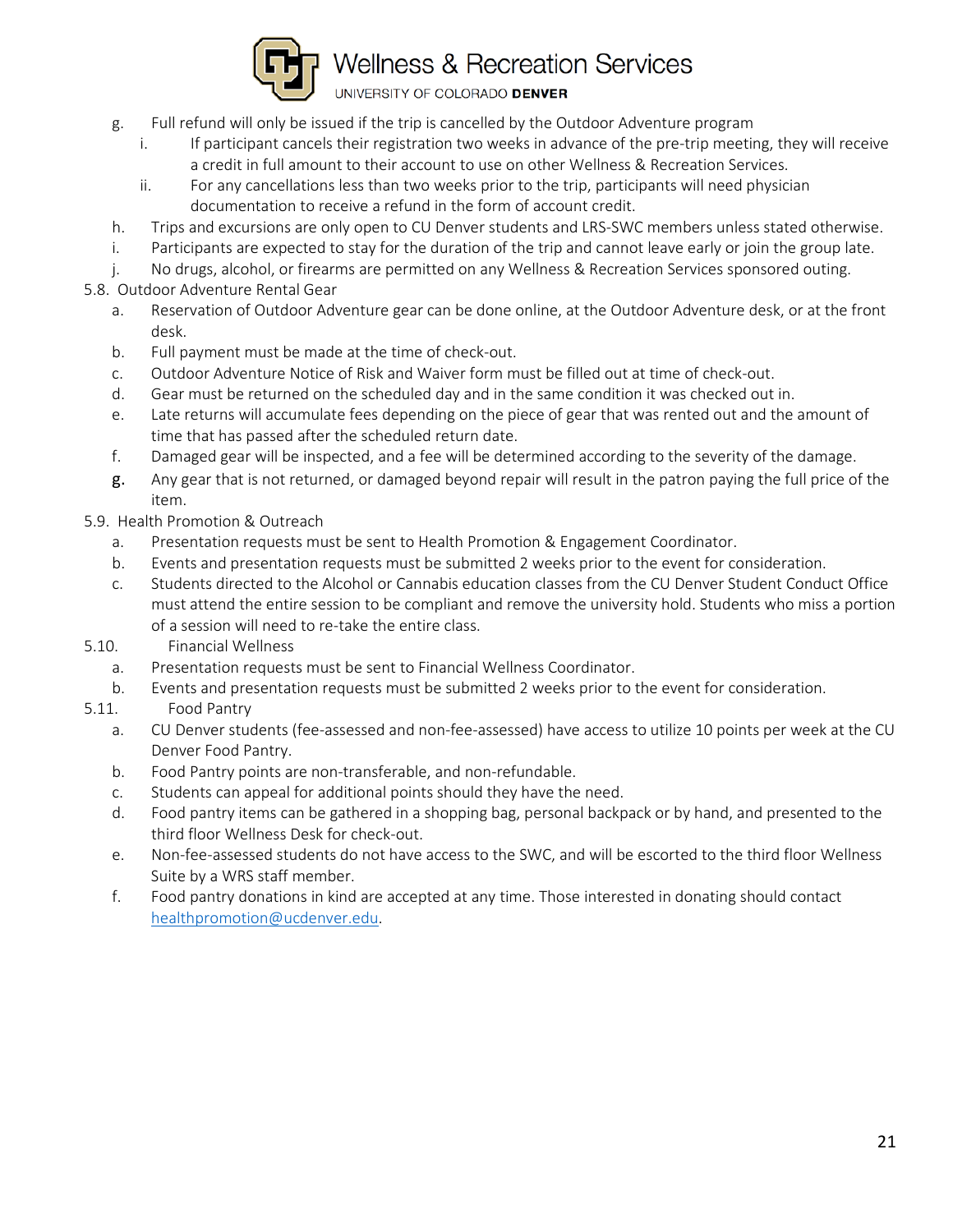g. Full refund will only be issued if the trip is cancelled by the Outdoor Adventure program
   i. If participant cancels their registration two weeks in advance of the pre-trip meeting, they will receive a credit in full amount to their account to use on other Wellness & Recreation Services.
   ii. For any cancellations less than two weeks prior to the trip, participants will need physician documentation to receive a refund in the form of account credit.

h. Trips and excursions are only open to CU Denver students and LRS-SWC members unless stated otherwise.

i. Participants are expected to stay for the duration of the trip and cannot leave early or join the group late.

j. No drugs, alcohol, or firearms are permitted on any Wellness & Recreation Services sponsored outing.

5.8. Outdoor Adventure Rental Gear

a. Reservation of Outdoor Adventure gear can be done online, at the Outdoor Adventure desk, or at the front desk.

b. Full payment must be made at the time of check-out.

c. Outdoor Adventure Notice of Risk and Waiver form must be filled out at time of check-out.

d. Gear must be returned on the scheduled day and in the same condition it was checked out in.

e. Late returns will accumulate fees depending on the piece of gear that was rented out and the amount of time that has passed after the scheduled return date.

f. Damaged gear will be inspected, and a fee will be determined according to the severity of the damage.

g. Any gear that is not returned, or damaged beyond repair will result in the patron paying the full price of the item.

5.9. Health Promotion & Outreach

a. Presentation requests must be sent to Health Promotion & Engagement Coordinator.

b. Events and presentation requests must be submitted 2 weeks prior to the event for consideration.

c. Students directed to the Alcohol or Cannabis education classes from the CU Denver Student Conduct Office must attend the entire session to be compliant and remove the university hold. Students who miss a portion of a session will need to re-take the entire class.

5.10. Financial Wellness

a. Presentation requests must be sent to Financial Wellness Coordinator.

b. Events and presentation requests must be submitted 2 weeks prior to the event for consideration.

5.11. Food Pantry

a. CU Denver students (fee-assessed and non-fee-assessed) have access to utilize 10 points per week at the CU Denver Food Pantry.

b. Food Pantry points are non-transferable, and non-refundable.

c. Students can appeal for additional points should they have the need.

d. Food pantry items can be gathered in a shopping bag, personal backpack or by hand, and presented to the third floor Wellness Desk for check-out.

e. Non-fee-assessed students do not have access to the SWC, and will be escorted to the third floor Wellness Suite by a WRS staff member.

f. Food pantry donations in kind are accepted at any time. Those interested in donating should contact healthpromotion@ucdenver.edu.